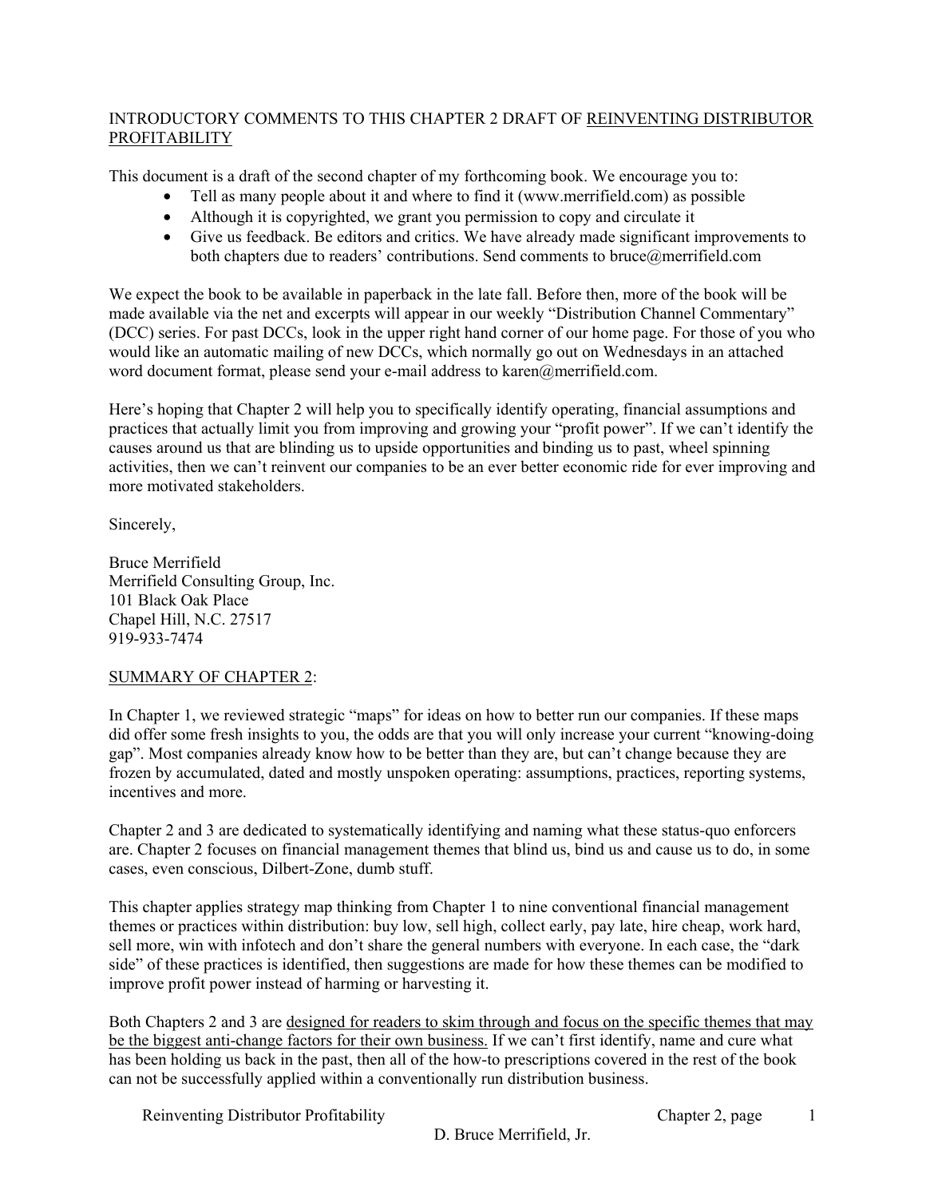INTRODUCTORY COMMENTS TO THIS CHAPTER 2 DRAFT OF <u>REINVENTING DISTRIBUTOR PROFITABILITY</u>

This document is a draft of the second chapter of my forthcoming book. We encourage you to:

- Tell as many people about it and where to find it (www.merrifield.com) as possible
- Although it is copyrighted, we grant you permission to copy and circulate it
- Give us feedback. Be editors and critics. We have already made significant improvements to both chapters due to readers' contributions. Send comments to bruce@merrifield.com

We expect the book to be available in paperback in the late fall. Before then, more of the book will be made available via the net and excerpts will appear in our weekly "Distribution Channel Commentary" (DCC) series. For past DCCs, look in the upper right hand corner of our home page. For those of you who would like an automatic mailing of new DCCs, which normally go out on Wednesdays in an attached word document format, please send your e-mail address to karen@merrifield.com.

Here's hoping that Chapter 2 will help you to specifically identify operating, financial assumptions and practices that actually limit you from improving and growing your "profit power". If we can't identify the causes around us that are blinding us to upside opportunities and binding us to past, wheel spinning activities, then we can't reinvent our companies to be an ever better economic ride for ever improving and more motivated stakeholders.

Sincerely,

Bruce Merrifield
Merrifield Consulting Group, Inc.
101 Black Oak Place
Chapel Hill, N.C. 27517
919-933-7474

<u>SUMMARY OF CHAPTER 2</u>:

In Chapter 1, we reviewed strategic "maps" for ideas on how to better run our companies. If these maps did offer some fresh insights to you, the odds are that you will only increase your current "knowing-doing gap". Most companies already know how to be better than they are, but can't change because they are frozen by accumulated, dated and mostly unspoken operating: assumptions, practices, reporting systems, incentives and more.

Chapter 2 and 3 are dedicated to systematically identifying and naming what these status-quo enforcers are. Chapter 2 focuses on financial management themes that blind us, bind us and cause us to do, in some cases, even conscious, Dilbert-Zone, dumb stuff.

This chapter applies strategy map thinking from Chapter 1 to nine conventional financial management themes or practices within distribution: buy low, sell high, collect early, pay late, hire cheap, work hard, sell more, win with infotech and don't share the general numbers with everyone. In each case, the "dark side" of these practices is identified, then suggestions are made for how these themes can be modified to improve profit power instead of harming or harvesting it.

Both Chapters 2 and 3 are <u>designed for readers to skim through and focus on the specific themes that may be the biggest anti-change factors for their own business.</u> If we can't first identify, name and cure what has been holding us back in the past, then all of the how-to prescriptions covered in the rest of the book can not be successfully applied within a conventionally run distribution business.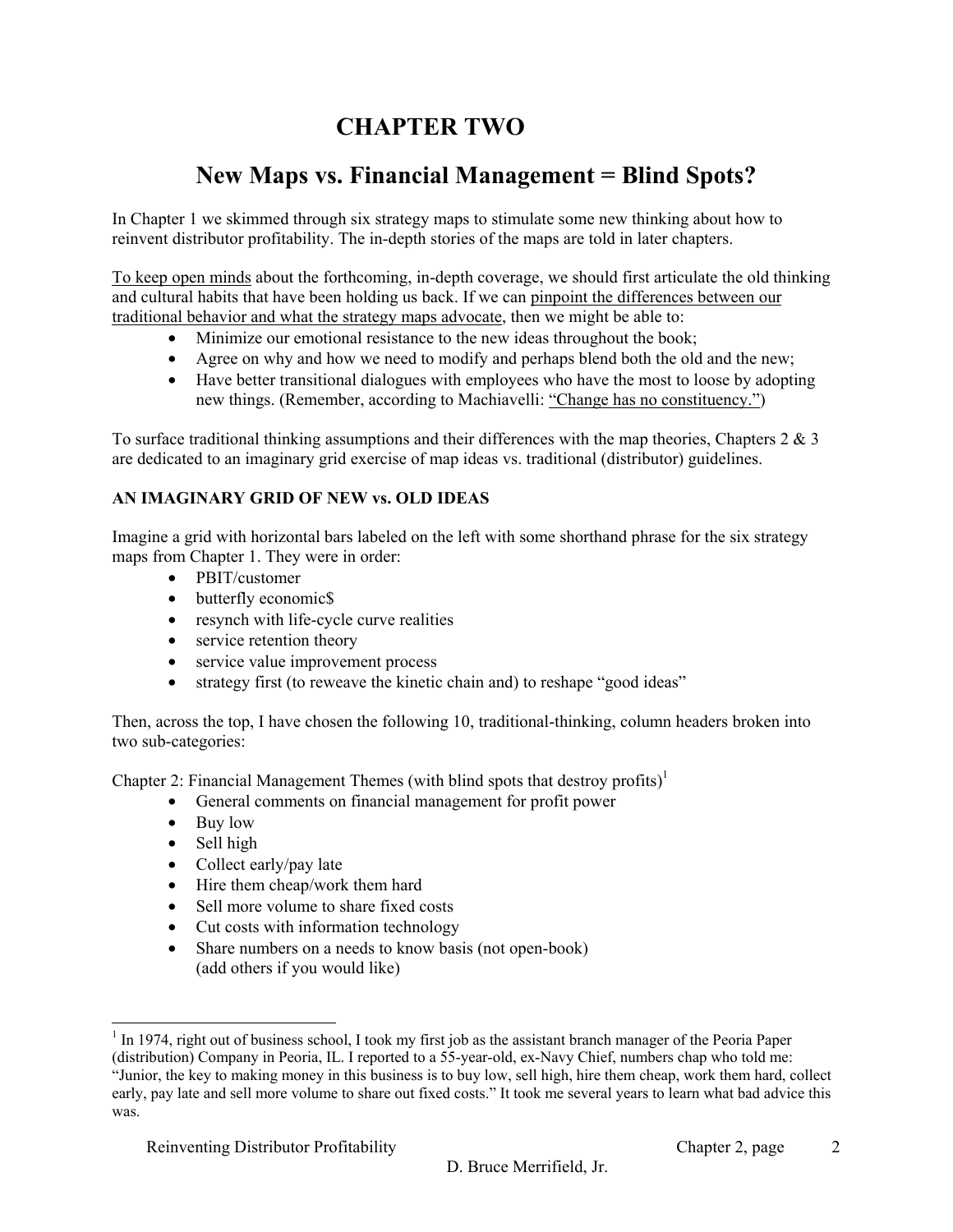# CHAPTER TWO

## New Maps vs. Financial Management = Blind Spots?

In Chapter 1 we skimmed through six strategy maps to stimulate some new thinking about how to reinvent distributor profitability. The in-depth stories of the maps are told in later chapters.

<u>To keep open minds</u> about the forthcoming, in-depth coverage, we should first articulate the old thinking and cultural habits that have been holding us back. If we can <u>pinpoint the differences between our traditional behavior and what the strategy maps advocate</u>, then we might be able to:

- Minimize our emotional resistance to the new ideas throughout the book;
- Agree on why and how we need to modify and perhaps blend both the old and the new;
- Have better transitional dialogues with employees who have the most to loose by adopting new things. (Remember, according to Machiavelli: <u>"Change has no constituency."</u>)

To surface traditional thinking assumptions and their differences with the map theories, Chapters 2 & 3 are dedicated to an imaginary grid exercise of map ideas vs. traditional (distributor) guidelines.

**AN IMAGINARY GRID OF NEW vs. OLD IDEAS**

Imagine a grid with horizontal bars labeled on the left with some shorthand phrase for the six strategy maps from Chapter 1. They were in order:

- PBIT/customer
- butterfly economic$
- resynch with life-cycle curve realities
- service retention theory
- service value improvement process
- strategy first (to reweave the kinetic chain and) to reshape "good ideas"

Then, across the top, I have chosen the following 10, traditional-thinking, column headers broken into two sub-categories:

Chapter 2: Financial Management Themes (with blind spots that destroy profits)[1]

- General comments on financial management for profit power
- Buy low
- Sell high
- Collect early/pay late
- Hire them cheap/work them hard
- Sell more volume to share fixed costs
- Cut costs with information technology
- Share numbers on a needs to know basis (not open-book)
  (add others if you would like)

---

[1] In 1974, right out of business school, I took my first job as the assistant branch manager of the Peoria Paper (distribution) Company in Peoria, IL. I reported to a 55-year-old, ex-Navy Chief, numbers chap who told me: "Junior, the key to making money in this business is to buy low, sell high, hire them cheap, work them hard, collect early, pay late and sell more volume to share out fixed costs." It took me several years to learn what bad advice this was.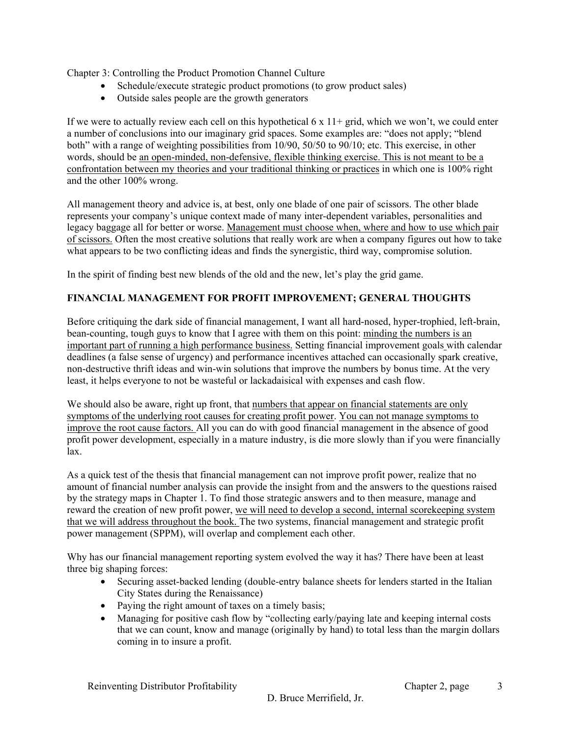Chapter 3: Controlling the Product Promotion Channel Culture

- Schedule/execute strategic product promotions (to grow product sales)
- Outside sales people are the growth generators

If we were to actually review each cell on this hypothetical 6 x 11+ grid, which we won't, we could enter a number of conclusions into our imaginary grid spaces. Some examples are: "does not apply; "blend both" with a range of weighting possibilities from 10/90, 50/50 to 90/10; etc. This exercise, in other words, should be <u>an open-minded, non-defensive, flexible thinking exercise. This is not meant to be a confrontation between my theories and your traditional thinking or practices</u> in which one is 100% right and the other 100% wrong.

All management theory and advice is, at best, only one blade of one pair of scissors. The other blade represents your company's unique context made of many inter-dependent variables, personalities and legacy baggage all for better or worse. <u>Management must choose when, where and how to use which pair of scissors.</u> Often the most creative solutions that really work are when a company figures out how to take what appears to be two conflicting ideas and finds the synergistic, third way, compromise solution.

In the spirit of finding best new blends of the old and the new, let's play the grid game.

**FINANCIAL MANAGEMENT FOR PROFIT IMPROVEMENT; GENERAL THOUGHTS**

Before critiquing the dark side of financial management, I want all hard-nosed, hyper-trophied, left-brain, bean-counting, tough guys to know that I agree with them on this point: <u>minding the numbers is an important part of running a high performance business.</u> Setting financial improvement goals with calendar deadlines (a false sense of urgency) and performance incentives attached can occasionally spark creative, non-destructive thrift ideas and win-win solutions that improve the numbers by bonus time. At the very least, it helps everyone to not be wasteful or lackadaisical with expenses and cash flow.

We should also be aware, right up front, that <u>numbers that appear on financial statements are only symptoms of the underlying root causes for creating profit power</u>. <u>You can not manage symptoms to improve the root cause factors.</u> All you can do with good financial management in the absence of good profit power development, especially in a mature industry, is die more slowly than if you were financially lax.

As a quick test of the thesis that financial management can not improve profit power, realize that no amount of financial number analysis can provide the insight from and the answers to the questions raised by the strategy maps in Chapter 1. To find those strategic answers and to then measure, manage and reward the creation of new profit power, <u>we will need to develop a second, internal scorekeeping system that we will address throughout the book.</u> The two systems, financial management and strategic profit power management (SPPM), will overlap and complement each other.

Why has our financial management reporting system evolved the way it has? There have been at least three big shaping forces:

- Securing asset-backed lending (double-entry balance sheets for lenders started in the Italian City States during the Renaissance)
- Paying the right amount of taxes on a timely basis;
- Managing for positive cash flow by "collecting early/paying late and keeping internal costs that we can count, know and manage (originally by hand) to total less than the margin dollars coming in to insure a profit.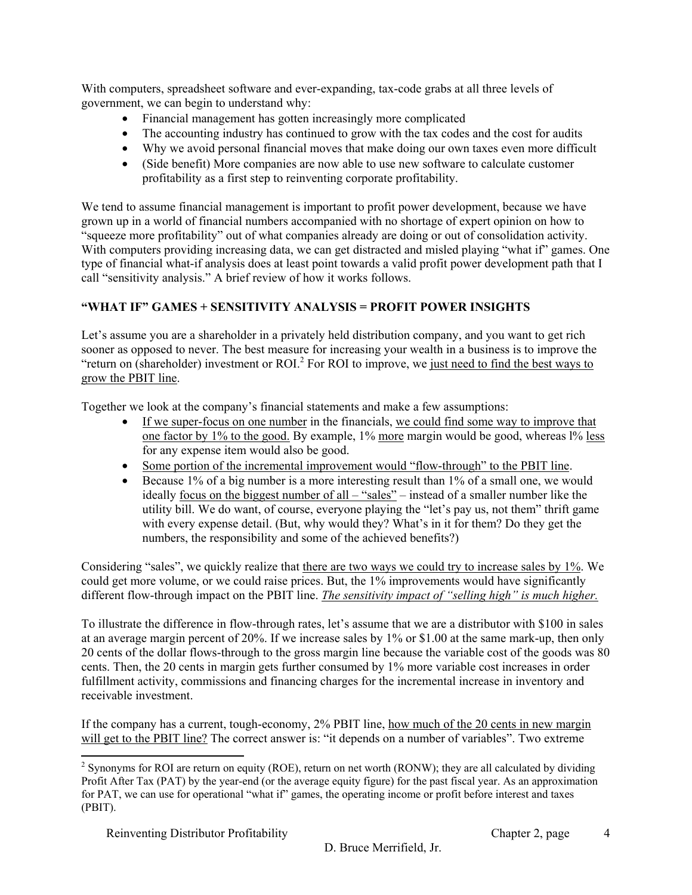With computers, spreadsheet software and ever-expanding, tax-code grabs at all three levels of government, we can begin to understand why:

- Financial management has gotten increasingly more complicated
- The accounting industry has continued to grow with the tax codes and the cost for audits
- Why we avoid personal financial moves that make doing our own taxes even more difficult
- (Side benefit) More companies are now able to use new software to calculate customer profitability as a first step to reinventing corporate profitability.

We tend to assume financial management is important to profit power development, because we have grown up in a world of financial numbers accompanied with no shortage of expert opinion on how to "squeeze more profitability" out of what companies already are doing or out of consolidation activity. With computers providing increasing data, we can get distracted and misled playing "what if" games. One type of financial what-if analysis does at least point towards a valid profit power development path that I call "sensitivity analysis." A brief review of how it works follows.

**"WHAT IF" GAMES + SENSITIVITY ANALYSIS = PROFIT POWER INSIGHTS**

Let's assume you are a shareholder in a privately held distribution company, and you want to get rich sooner as opposed to never. The best measure for increasing your wealth in a business is to improve the "return on (shareholder) investment or ROI.[2] For ROI to improve, we <u>just need to find the best ways to grow the PBIT line</u>.

Together we look at the company's financial statements and make a few assumptions:

- <u>If we super-focus on one number</u> in the financials, <u>we could find some way to improve that one factor by 1% to the good.</u> By example, 1% <u>more</u> margin would be good, whereas l% <u>less</u> for any expense item would also be good.
- <u>Some portion of the incremental improvement would "flow-through" to the PBIT line</u>.
- Because 1% of a big number is a more interesting result than 1% of a small one, we would ideally <u>focus on the biggest number of all – "sales"</u> – instead of a smaller number like the utility bill. We do want, of course, everyone playing the "let's pay us, not them" thrift game with every expense detail. (But, why would they? What's in it for them? Do they get the numbers, the responsibility and some of the achieved benefits?)

Considering "sales", we quickly realize that <u>there are two ways we could try to increase sales by 1%</u>. We could get more volume, or we could raise prices. But, the 1% improvements would have significantly different flow-through impact on the PBIT line. <u>*The sensitivity impact of "selling high" is much higher.*</u>

To illustrate the difference in flow-through rates, let's assume that we are a distributor with $100 in sales at an average margin percent of 20%. If we increase sales by 1% or $1.00 at the same mark-up, then only 20 cents of the dollar flows-through to the gross margin line because the variable cost of the goods was 80 cents. Then, the 20 cents in margin gets further consumed by 1% more variable cost increases in order fulfillment activity, commissions and financing charges for the incremental increase in inventory and receivable investment.

If the company has a current, tough-economy, 2% PBIT line, <u>how much of the 20 cents in new margin will get to the PBIT line?</u> The correct answer is: "it depends on a number of variables". Two extreme

[2] Synonyms for ROI are return on equity (ROE), return on net worth (RONW); they are all calculated by dividing Profit After Tax (PAT) by the year-end (or the average equity figure) for the past fiscal year. As an approximation for PAT, we can use for operational "what if" games, the operating income or profit before interest and taxes (PBIT).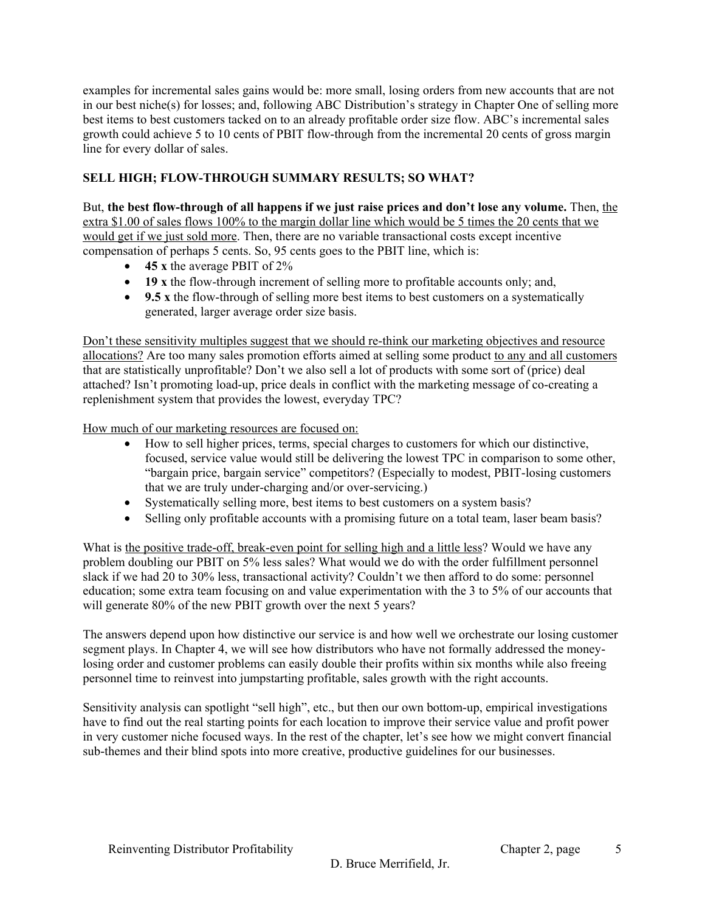examples for incremental sales gains would be: more small, losing orders from new accounts that are not in our best niche(s) for losses; and, following ABC Distribution's strategy in Chapter One of selling more best items to best customers tacked on to an already profitable order size flow. ABC's incremental sales growth could achieve 5 to 10 cents of PBIT flow-through from the incremental 20 cents of gross margin line for every dollar of sales.

### SELL HIGH; FLOW-THROUGH SUMMARY RESULTS; SO WHAT?

But, **the best flow-through of all happens if we just raise prices and don't lose any volume.** Then, <u>the extra $1.00 of sales flows 100% to the margin dollar line which would be 5 times the 20 cents that we would get if we just sold more</u>. Then, there are no variable transactional costs except incentive compensation of perhaps 5 cents. So, 95 cents goes to the PBIT line, which is:

- **45 x** the average PBIT of 2%
- **19 x** the flow-through increment of selling more to profitable accounts only; and,
- **9.5 x** the flow-through of selling more best items to best customers on a systematically generated, larger average order size basis.

<u>Don't these sensitivity multiples suggest that we should re-think our marketing objectives and resource allocations?</u> Are too many sales promotion efforts aimed at selling some product <u>to any and all customers</u> that are statistically unprofitable? Don't we also sell a lot of products with some sort of (price) deal attached? Isn't promoting load-up, price deals in conflict with the marketing message of co-creating a replenishment system that provides the lowest, everyday TPC?

<u>How much of our marketing resources are focused on:</u>

- How to sell higher prices, terms, special charges to customers for which our distinctive, focused, service value would still be delivering the lowest TPC in comparison to some other, "bargain price, bargain service" competitors? (Especially to modest, PBIT-losing customers that we are truly under-charging and/or over-servicing.)
- Systematically selling more, best items to best customers on a system basis?
- Selling only profitable accounts with a promising future on a total team, laser beam basis?

What is <u>the positive trade-off, break-even point for selling high and a little less</u>? Would we have any problem doubling our PBIT on 5% less sales? What would we do with the order fulfillment personnel slack if we had 20 to 30% less, transactional activity? Couldn't we then afford to do some: personnel education; some extra team focusing on and value experimentation with the 3 to 5% of our accounts that will generate 80% of the new PBIT growth over the next 5 years?

The answers depend upon how distinctive our service is and how well we orchestrate our losing customer segment plays. In Chapter 4, we will see how distributors who have not formally addressed the money-losing order and customer problems can easily double their profits within six months while also freeing personnel time to reinvest into jumpstarting profitable, sales growth with the right accounts.

Sensitivity analysis can spotlight "sell high", etc., but then our own bottom-up, empirical investigations have to find out the real starting points for each location to improve their service value and profit power in very customer niche focused ways. In the rest of the chapter, let's see how we might convert financial sub-themes and their blind spots into more creative, productive guidelines for our businesses.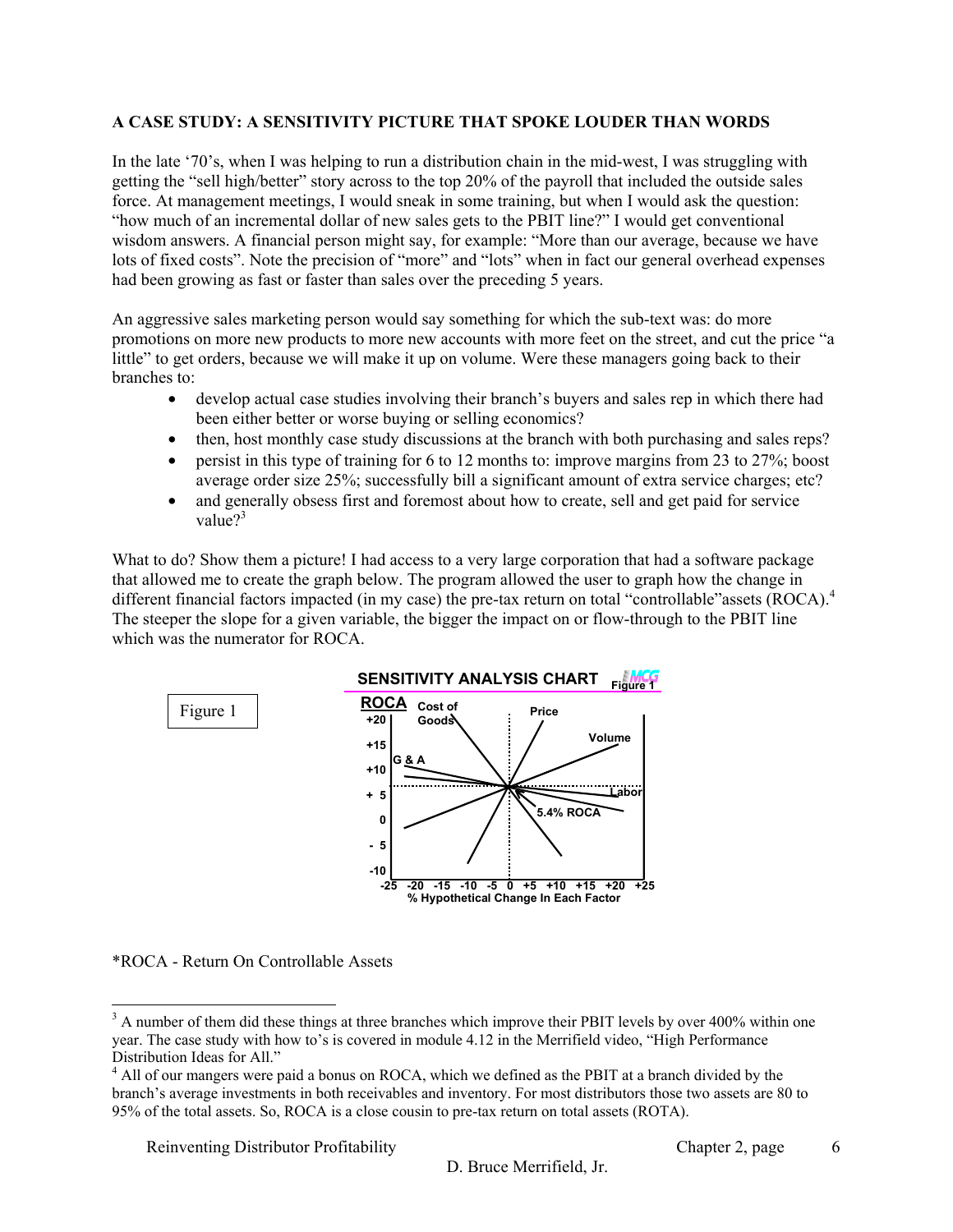**A CASE STUDY: A SENSITIVITY PICTURE THAT SPOKE LOUDER THAN WORDS**

In the late '70's, when I was helping to run a distribution chain in the mid-west, I was struggling with getting the "sell high/better" story across to the top 20% of the payroll that included the outside sales force. At management meetings, I would sneak in some training, but when I would ask the question: "how much of an incremental dollar of new sales gets to the PBIT line?" I would get conventional wisdom answers. A financial person might say, for example: "More than our average, because we have lots of fixed costs". Note the precision of "more" and "lots" when in fact our general overhead expenses had been growing as fast or faster than sales over the preceding 5 years.

An aggressive sales marketing person would say something for which the sub-text was: do more promotions on more new products to more new accounts with more feet on the street, and cut the price "a little" to get orders, because we will make it up on volume. Were these managers going back to their branches to:

- develop actual case studies involving their branch's buyers and sales rep in which there had been either better or worse buying or selling economics?
- then, host monthly case study discussions at the branch with both purchasing and sales reps?
- persist in this type of training for 6 to 12 months to: improve margins from 23 to 27%; boost average order size 25%; successfully bill a significant amount of extra service charges; etc?
- and generally obsess first and foremost about how to create, sell and get paid for service value?[3]

What to do? Show them a picture! I had access to a very large corporation that had a software package that allowed me to create the graph below. The program allowed the user to graph how the change in different financial factors impacted (in my case) the pre-tax return on total "controllable"assets (ROCA).[4] The steeper the slope for a given variable, the bigger the impact on or flow-through to the PBIT line which was the numerator for ROCA.

Figure 1

**SENSITIVITY ANALYSIS CHART** Figure 1

ROCA: +20, +15, +10, + 5, 0, - 5, -10

Cost of Goods, Price, Volume, G & A, Labor, 5.4% ROCA

-25 -20 -15 -10 -5 0 +5 +10 +15 +20 +25

% Hypothetical Change In Each Factor

*ROCA - Return On Controllable Assets

[3] A number of them did these things at three branches which improve their PBIT levels by over 400% within one year. The case study with how to's is covered in module 4.12 in the Merrifield video, "High Performance Distribution Ideas for All."

[4] All of our mangers were paid a bonus on ROCA, which we defined as the PBIT at a branch divided by the branch's average investments in both receivables and inventory. For most distributors those two assets are 80 to 95% of the total assets. So, ROCA is a close cousin to pre-tax return on total assets (ROTA).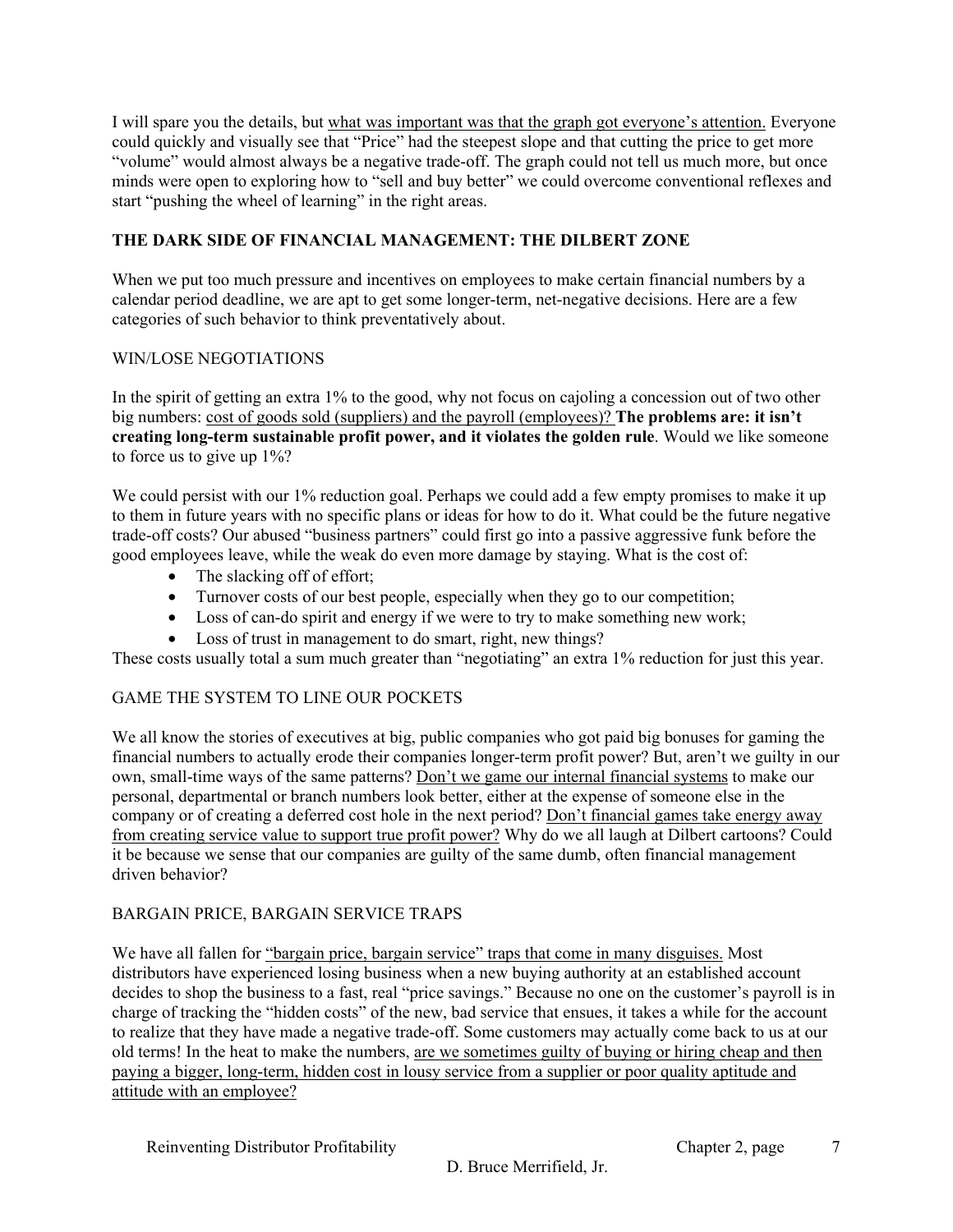I will spare you the details, but <u>what was important was that the graph got everyone's attention.</u> Everyone could quickly and visually see that "Price" had the steepest slope and that cutting the price to get more "volume" would almost always be a negative trade-off. The graph could not tell us much more, but once minds were open to exploring how to "sell and buy better" we could overcome conventional reflexes and start "pushing the wheel of learning" in the right areas.

## THE DARK SIDE OF FINANCIAL MANAGEMENT: THE DILBERT ZONE

When we put too much pressure and incentives on employees to make certain financial numbers by a calendar period deadline, we are apt to get some longer-term, net-negative decisions. Here are a few categories of such behavior to think preventatively about.

### WIN/LOSE NEGOTIATIONS

In the spirit of getting an extra 1% to the good, why not focus on cajoling a concession out of two other big numbers: <u>cost of goods sold (suppliers) and the payroll (employees)?</u> **The problems are: it isn't creating long-term sustainable profit power, and it violates the golden rule**. Would we like someone to force us to give up 1%?

We could persist with our 1% reduction goal. Perhaps we could add a few empty promises to make it up to them in future years with no specific plans or ideas for how to do it. What could be the future negative trade-off costs? Our abused "business partners" could first go into a passive aggressive funk before the good employees leave, while the weak do even more damage by staying. What is the cost of:

- The slacking off of effort;
- Turnover costs of our best people, especially when they go to our competition;
- Loss of can-do spirit and energy if we were to try to make something new work;
- Loss of trust in management to do smart, right, new things?

These costs usually total a sum much greater than "negotiating" an extra 1% reduction for just this year.

### GAME THE SYSTEM TO LINE OUR POCKETS

We all know the stories of executives at big, public companies who got paid big bonuses for gaming the financial numbers to actually erode their companies longer-term profit power? But, aren't we guilty in our own, small-time ways of the same patterns? <u>Don't we game our internal financial systems</u> to make our personal, departmental or branch numbers look better, either at the expense of someone else in the company or of creating a deferred cost hole in the next period? <u>Don't financial games take energy away from creating service value to support true profit power?</u> Why do we all laugh at Dilbert cartoons? Could it be because we sense that our companies are guilty of the same dumb, often financial management driven behavior?

### BARGAIN PRICE, BARGAIN SERVICE TRAPS

We have all fallen for <u>"bargain price, bargain service" traps that come in many disguises.</u> Most distributors have experienced losing business when a new buying authority at an established account decides to shop the business to a fast, real "price savings." Because no one on the customer's payroll is in charge of tracking the "hidden costs" of the new, bad service that ensues, it takes a while for the account to realize that they have made a negative trade-off. Some customers may actually come back to us at our old terms! In the heat to make the numbers, <u>are we sometimes guilty of buying or hiring cheap and then paying a bigger, long-term, hidden cost in lousy service from a supplier or poor quality aptitude and attitude with an employee?</u>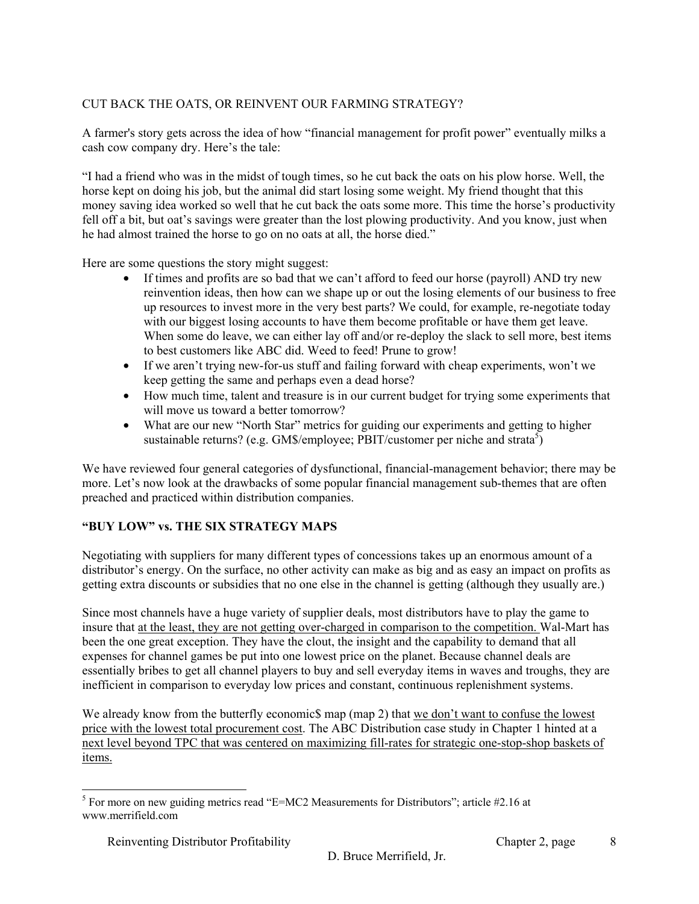CUT BACK THE OATS, OR REINVENT OUR FARMING STRATEGY?

A farmer's story gets across the idea of how "financial management for profit power" eventually milks a cash cow company dry. Here's the tale:

"I had a friend who was in the midst of tough times, so he cut back the oats on his plow horse. Well, the horse kept on doing his job, but the animal did start losing some weight. My friend thought that this money saving idea worked so well that he cut back the oats some more. This time the horse's productivity fell off a bit, but oat's savings were greater than the lost plowing productivity. And you know, just when he had almost trained the horse to go on no oats at all, the horse died."

Here are some questions the story might suggest:

- If times and profits are so bad that we can't afford to feed our horse (payroll) AND try new reinvention ideas, then how can we shape up or out the losing elements of our business to free up resources to invest more in the very best parts? We could, for example, re-negotiate today with our biggest losing accounts to have them become profitable or have them get leave. When some do leave, we can either lay off and/or re-deploy the slack to sell more, best items to best customers like ABC did. Weed to feed! Prune to grow!
- If we aren't trying new-for-us stuff and failing forward with cheap experiments, won't we keep getting the same and perhaps even a dead horse?
- How much time, talent and treasure is in our current budget for trying some experiments that will move us toward a better tomorrow?
- What are our new "North Star" metrics for guiding our experiments and getting to higher sustainable returns? (e.g. GM$/employee; PBIT/customer per niche and strata[5])

We have reviewed four general categories of dysfunctional, financial-management behavior; there may be more. Let's now look at the drawbacks of some popular financial management sub-themes that are often preached and practiced within distribution companies.

**"BUY LOW" vs. THE SIX STRATEGY MAPS**

Negotiating with suppliers for many different types of concessions takes up an enormous amount of a distributor's energy. On the surface, no other activity can make as big and as easy an impact on profits as getting extra discounts or subsidies that no one else in the channel is getting (although they usually are.)

Since most channels have a huge variety of supplier deals, most distributors have to play the game to insure that <u>at the least, they are not getting over-charged in comparison to the competition.</u> Wal-Mart has been the one great exception. They have the clout, the insight and the capability to demand that all expenses for channel games be put into one lowest price on the planet. Because channel deals are essentially bribes to get all channel players to buy and sell everyday items in waves and troughs, they are inefficient in comparison to everyday low prices and constant, continuous replenishment systems.

We already know from the butterfly economic$ map (map 2) that <u>we don't want to confuse the lowest price with the lowest total procurement cost</u>. The ABC Distribution case study in Chapter 1 hinted at a <u>next level beyond TPC that was centered on maximizing fill-rates for strategic one-stop-shop baskets of items.</u>

---

[5] For more on new guiding metrics read "E=MC2 Measurements for Distributors"; article #2.16 at www.merrifield.com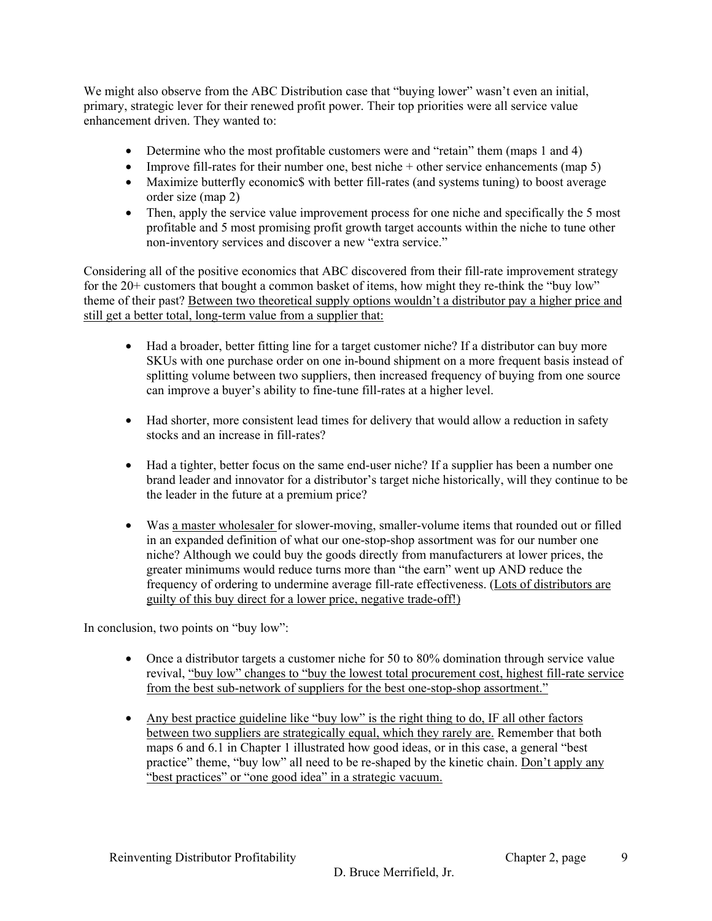We might also observe from the ABC Distribution case that "buying lower" wasn't even an initial, primary, strategic lever for their renewed profit power. Their top priorities were all service value enhancement driven. They wanted to:

- Determine who the most profitable customers were and "retain" them (maps 1 and 4)
- Improve fill-rates for their number one, best niche + other service enhancements (map 5)
- Maximize butterfly economic$ with better fill-rates (and systems tuning) to boost average order size (map 2)
- Then, apply the service value improvement process for one niche and specifically the 5 most profitable and 5 most promising profit growth target accounts within the niche to tune other non-inventory services and discover a new "extra service."

Considering all of the positive economics that ABC discovered from their fill-rate improvement strategy for the 20+ customers that bought a common basket of items, how might they re-think the "buy low" theme of their past? <u>Between two theoretical supply options wouldn't a distributor pay a higher price and still get a better total, long-term value from a supplier that:</u>

- Had a broader, better fitting line for a target customer niche? If a distributor can buy more SKUs with one purchase order on one in-bound shipment on a more frequent basis instead of splitting volume between two suppliers, then increased frequency of buying from one source can improve a buyer's ability to fine-tune fill-rates at a higher level.

- Had shorter, more consistent lead times for delivery that would allow a reduction in safety stocks and an increase in fill-rates?

- Had a tighter, better focus on the same end-user niche? If a supplier has been a number one brand leader and innovator for a distributor's target niche historically, will they continue to be the leader in the future at a premium price?

- Was <u>a master wholesaler</u> for slower-moving, smaller-volume items that rounded out or filled in an expanded definition of what our one-stop-shop assortment was for our number one niche? Although we could buy the goods directly from manufacturers at lower prices, the greater minimums would reduce turns more than "the earn" went up AND reduce the frequency of ordering to undermine average fill-rate effectiveness. (<u>Lots of distributors are guilty of this buy direct for a lower price, negative trade-off!)</u>

In conclusion, two points on "buy low":

- Once a distributor targets a customer niche for 50 to 80% domination through service value revival, <u>"buy low" changes to "buy the lowest total procurement cost, highest fill-rate service from the best sub-network of suppliers for the best one-stop-shop assortment."</u>

- <u>Any best practice guideline like "buy low" is the right thing to do, IF all other factors between two suppliers are strategically equal, which they rarely are.</u> Remember that both maps 6 and 6.1 in Chapter 1 illustrated how good ideas, or in this case, a general "best practice" theme, "buy low" all need to be re-shaped by the kinetic chain. <u>Don't apply any "best practices" or "one good idea" in a strategic vacuum.</u>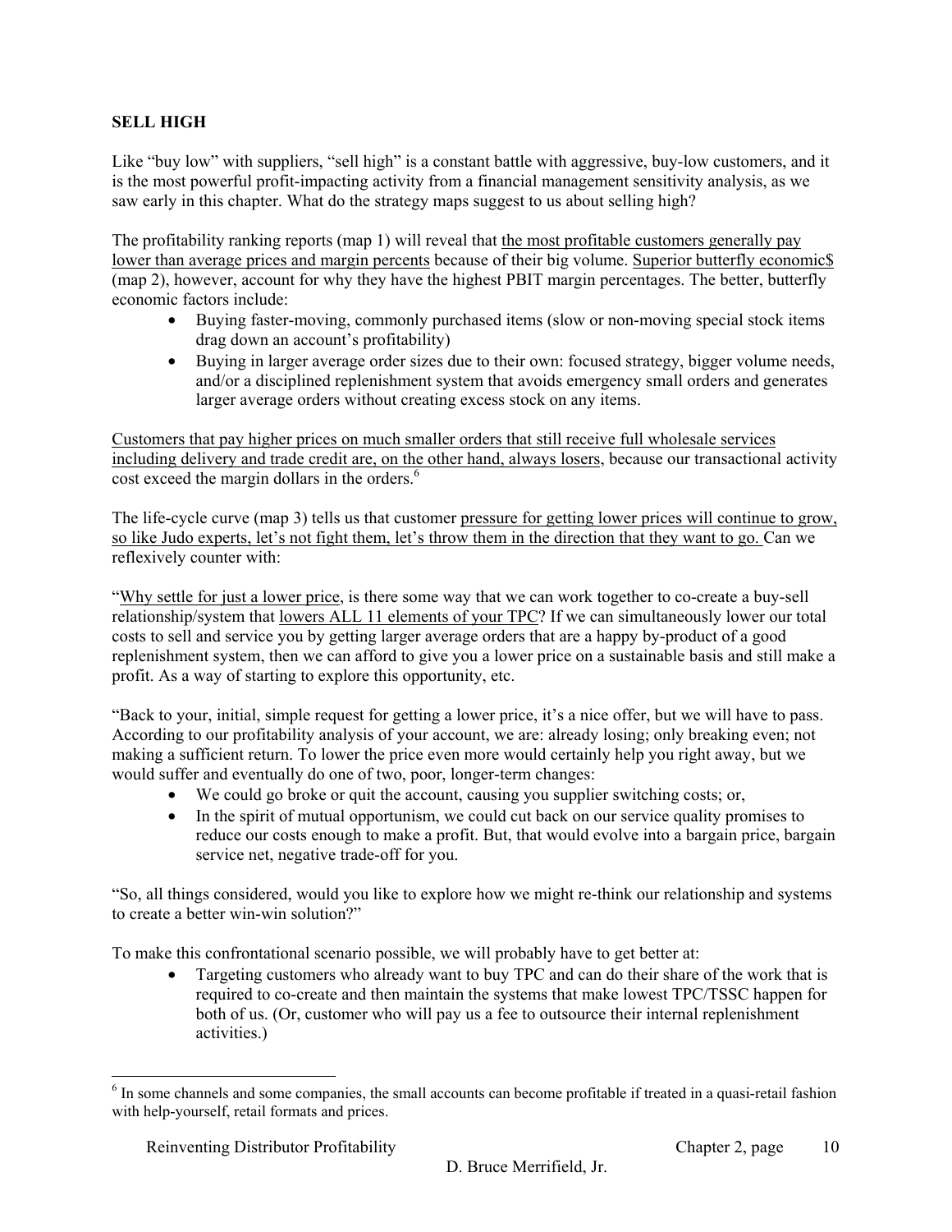**SELL HIGH**

Like "buy low" with suppliers, "sell high" is a constant battle with aggressive, buy-low customers, and it is the most powerful profit-impacting activity from a financial management sensitivity analysis, as we saw early in this chapter. What do the strategy maps suggest to us about selling high?

The profitability ranking reports (map 1) will reveal that the most profitable customers generally pay lower than average prices and margin percents because of their big volume. Superior butterfly economic$ (map 2), however, account for why they have the highest PBIT margin percentages. The better, butterfly economic factors include:

- Buying faster-moving, commonly purchased items (slow or non-moving special stock items drag down an account's profitability)
- Buying in larger average order sizes due to their own: focused strategy, bigger volume needs, and/or a disciplined replenishment system that avoids emergency small orders and generates larger average orders without creating excess stock on any items.

Customers that pay higher prices on much smaller orders that still receive full wholesale services including delivery and trade credit are, on the other hand, always losers, because our transactional activity cost exceed the margin dollars in the orders.[6]

The life-cycle curve (map 3) tells us that customer pressure for getting lower prices will continue to grow, so like Judo experts, let's not fight them, let's throw them in the direction that they want to go. Can we reflexively counter with:

"Why settle for just a lower price, is there some way that we can work together to co-create a buy-sell relationship/system that lowers ALL 11 elements of your TPC? If we can simultaneously lower our total costs to sell and service you by getting larger average orders that are a happy by-product of a good replenishment system, then we can afford to give you a lower price on a sustainable basis and still make a profit. As a way of starting to explore this opportunity, etc.

"Back to your, initial, simple request for getting a lower price, it's a nice offer, but we will have to pass. According to our profitability analysis of your account, we are: already losing; only breaking even; not making a sufficient return. To lower the price even more would certainly help you right away, but we would suffer and eventually do one of two, poor, longer-term changes:

- We could go broke or quit the account, causing you supplier switching costs; or,
- In the spirit of mutual opportunism, we could cut back on our service quality promises to reduce our costs enough to make a profit. But, that would evolve into a bargain price, bargain service net, negative trade-off for you.

"So, all things considered, would you like to explore how we might re-think our relationship and systems to create a better win-win solution?"

To make this confrontational scenario possible, we will probably have to get better at:

- Targeting customers who already want to buy TPC and can do their share of the work that is required to co-create and then maintain the systems that make lowest TPC/TSSC happen for both of us. (Or, customer who will pay us a fee to outsource their internal replenishment activities.)

[6] In some channels and some companies, the small accounts can become profitable if treated in a quasi-retail fashion with help-yourself, retail formats and prices.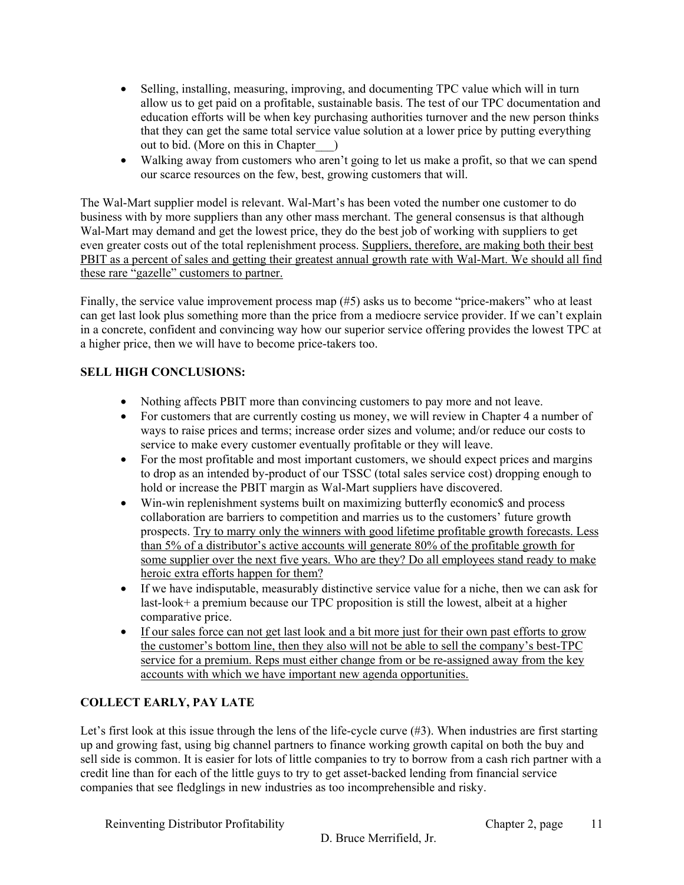- Selling, installing, measuring, improving, and documenting TPC value which will in turn allow us to get paid on a profitable, sustainable basis. The test of our TPC documentation and education efforts will be when key purchasing authorities turnover and the new person thinks that they can get the same total service value solution at a lower price by putting everything out to bid. (More on this in Chapter___)
- Walking away from customers who aren't going to let us make a profit, so that we can spend our scarce resources on the few, best, growing customers that will.

The Wal-Mart supplier model is relevant. Wal-Mart's has been voted the number one customer to do business with by more suppliers than any other mass merchant. The general consensus is that although Wal-Mart may demand and get the lowest price, they do the best job of working with suppliers to get even greater costs out of the total replenishment process. <u>Suppliers, therefore, are making both their best PBIT as a percent of sales and getting their greatest annual growth rate with Wal-Mart. We should all find these rare "gazelle" customers to partner.</u>

Finally, the service value improvement process map (#5) asks us to become "price-makers" who at least can get last look plus something more than the price from a mediocre service provider. If we can't explain in a concrete, confident and convincing way how our superior service offering provides the lowest TPC at a higher price, then we will have to become price-takers too.

**SELL HIGH CONCLUSIONS:**

- Nothing affects PBIT more than convincing customers to pay more and not leave.
- For customers that are currently costing us money, we will review in Chapter 4 a number of ways to raise prices and terms; increase order sizes and volume; and/or reduce our costs to service to make every customer eventually profitable or they will leave.
- For the most profitable and most important customers, we should expect prices and margins to drop as an intended by-product of our TSSC (total sales service cost) dropping enough to hold or increase the PBIT margin as Wal-Mart suppliers have discovered.
- Win-win replenishment systems built on maximizing butterfly economic$ and process collaboration are barriers to competition and marries us to the customers' future growth prospects. <u>Try to marry only the winners with good lifetime profitable growth forecasts. Less than 5% of a distributor's active accounts will generate 80% of the profitable growth for some supplier over the next five years. Who are they? Do all employees stand ready to make heroic extra efforts happen for them?</u>
- If we have indisputable, measurably distinctive service value for a niche, then we can ask for last-look+ a premium because our TPC proposition is still the lowest, albeit at a higher comparative price.
- <u>If our sales force can not get last look and a bit more just for their own past efforts to grow the customer's bottom line, then they also will not be able to sell the company's best-TPC service for a premium. Reps must either change from or be re-assigned away from the key accounts with which we have important new agenda opportunities.</u>

**COLLECT EARLY, PAY LATE**

Let's first look at this issue through the lens of the life-cycle curve (#3). When industries are first starting up and growing fast, using big channel partners to finance working growth capital on both the buy and sell side is common. It is easier for lots of little companies to try to borrow from a cash rich partner with a credit line than for each of the little guys to try to get asset-backed lending from financial service companies that see fledglings in new industries as too incomprehensible and risky.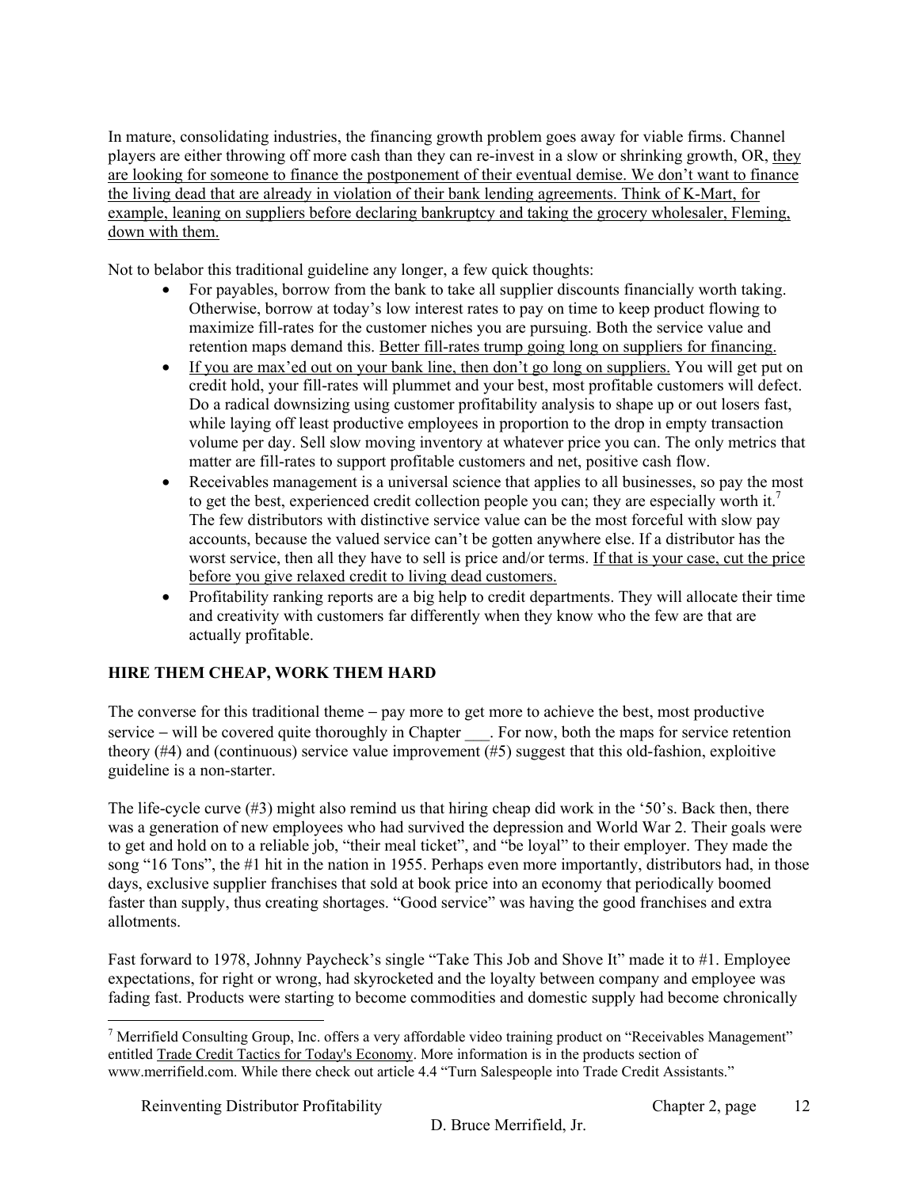In mature, consolidating industries, the financing growth problem goes away for viable firms. Channel players are either throwing off more cash than they can re-invest in a slow or shrinking growth, OR, <u>they are looking for someone to finance the postponement of their eventual demise. We don't want to finance the living dead that are already in violation of their bank lending agreements. Think of K-Mart, for example, leaning on suppliers before declaring bankruptcy and taking the grocery wholesaler, Fleming, down with them.</u>

Not to belabor this traditional guideline any longer, a few quick thoughts:

- For payables, borrow from the bank to take all supplier discounts financially worth taking. Otherwise, borrow at today's low interest rates to pay on time to keep product flowing to maximize fill-rates for the customer niches you are pursuing. Both the service value and retention maps demand this. <u>Better fill-rates trump going long on suppliers for financing.</u>
- <u>If you are max'ed out on your bank line, then don't go long on suppliers.</u> You will get put on credit hold, your fill-rates will plummet and your best, most profitable customers will defect. Do a radical downsizing using customer profitability analysis to shape up or out losers fast, while laying off least productive employees in proportion to the drop in empty transaction volume per day. Sell slow moving inventory at whatever price you can. The only metrics that matter are fill-rates to support profitable customers and net, positive cash flow.
- Receivables management is a universal science that applies to all businesses, so pay the most to get the best, experienced credit collection people you can; they are especially worth it.[7] The few distributors with distinctive service value can be the most forceful with slow pay accounts, because the valued service can't be gotten anywhere else. If a distributor has the worst service, then all they have to sell is price and/or terms. <u>If that is your case, cut the price before you give relaxed credit to living dead customers.</u>
- Profitability ranking reports are a big help to credit departments. They will allocate their time and creativity with customers far differently when they know who the few are that are actually profitable.

**HIRE THEM CHEAP, WORK THEM HARD**

The converse for this traditional theme – pay more to get more to achieve the best, most productive service – will be covered quite thoroughly in Chapter ___. For now, both the maps for service retention theory (#4) and (continuous) service value improvement (#5) suggest that this old-fashion, exploitive guideline is a non-starter.

The life-cycle curve (#3) might also remind us that hiring cheap did work in the '50's. Back then, there was a generation of new employees who had survived the depression and World War 2. Their goals were to get and hold on to a reliable job, "their meal ticket", and "be loyal" to their employer. They made the song "16 Tons", the #1 hit in the nation in 1955. Perhaps even more importantly, distributors had, in those days, exclusive supplier franchises that sold at book price into an economy that periodically boomed faster than supply, thus creating shortages. "Good service" was having the good franchises and extra allotments.

Fast forward to 1978, Johnny Paycheck's single "Take This Job and Shove It" made it to #1. Employee expectations, for right or wrong, had skyrocketed and the loyalty between company and employee was fading fast. Products were starting to become commodities and domestic supply had become chronically

---

[7] Merrifield Consulting Group, Inc. offers a very affordable video training product on "Receivables Management" entitled <u>Trade Credit Tactics for Today's Economy</u>. More information is in the products section of www.merrifield.com. While there check out article 4.4 "Turn Salespeople into Trade Credit Assistants."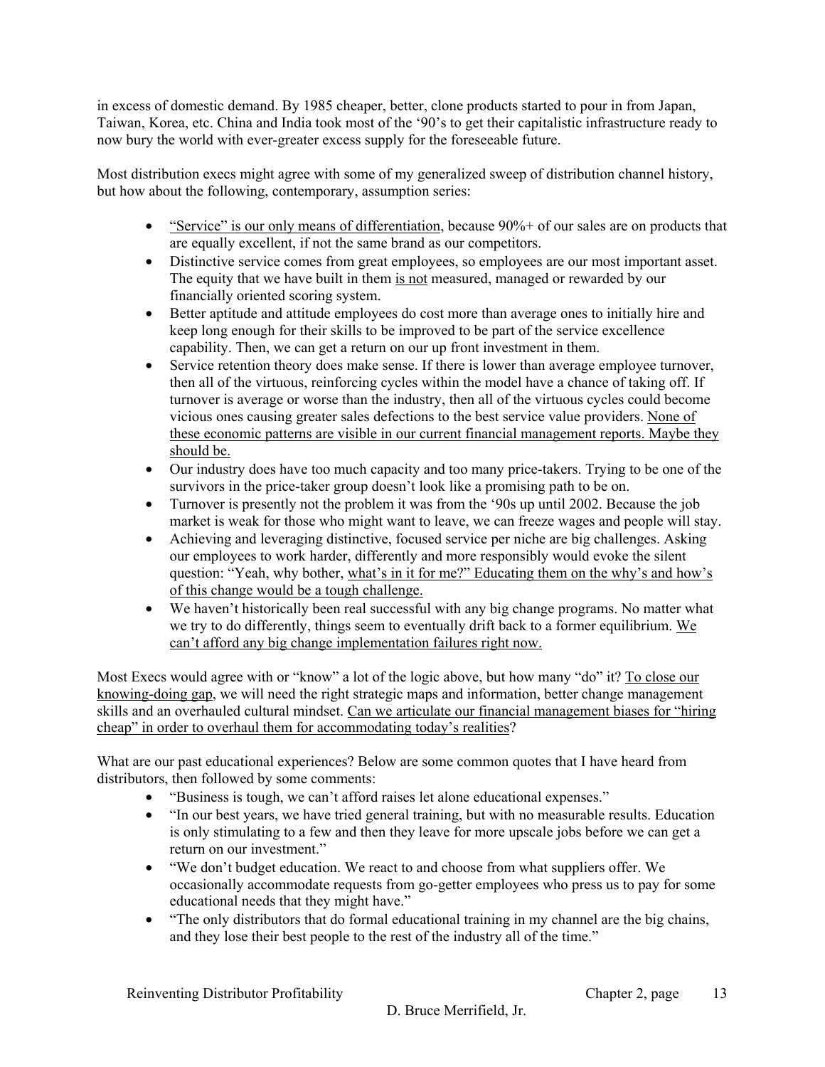in excess of domestic demand. By 1985 cheaper, better, clone products started to pour in from Japan, Taiwan, Korea, etc. China and India took most of the '90's to get their capitalistic infrastructure ready to now bury the world with ever-greater excess supply for the foreseeable future.

Most distribution execs might agree with some of my generalized sweep of distribution channel history, but how about the following, contemporary, assumption series:

- <u>"Service" is our only means of differentiation</u>, because 90%+ of our sales are on products that are equally excellent, if not the same brand as our competitors.
- Distinctive service comes from great employees, so employees are our most important asset. The equity that we have built in them <u>is not</u> measured, managed or rewarded by our financially oriented scoring system.
- Better aptitude and attitude employees do cost more than average ones to initially hire and keep long enough for their skills to be improved to be part of the service excellence capability. Then, we can get a return on our up front investment in them.
- Service retention theory does make sense. If there is lower than average employee turnover, then all of the virtuous, reinforcing cycles within the model have a chance of taking off. If turnover is average or worse than the industry, then all of the virtuous cycles could become vicious ones causing greater sales defections to the best service value providers. <u>None of these economic patterns are visible in our current financial management reports. Maybe they should be.</u>
- Our industry does have too much capacity and too many price-takers. Trying to be one of the survivors in the price-taker group doesn't look like a promising path to be on.
- Turnover is presently not the problem it was from the '90s up until 2002. Because the job market is weak for those who might want to leave, we can freeze wages and people will stay.
- Achieving and leveraging distinctive, focused service per niche are big challenges. Asking our employees to work harder, differently and more responsibly would evoke the silent question: "Yeah, why bother, <u>what's in it for me?" Educating them on the why's and how's of this change would be a tough challenge.</u>
- We haven't historically been real successful with any big change programs. No matter what we try to do differently, things seem to eventually drift back to a former equilibrium. <u>We can't afford any big change implementation failures right now.</u>

Most Execs would agree with or "know" a lot of the logic above, but how many "do" it? <u>To close our knowing-doing gap</u>, we will need the right strategic maps and information, better change management skills and an overhauled cultural mindset. <u>Can we articulate our financial management biases for "hiring cheap" in order to overhaul them for accommodating today's realities</u>?

What are our past educational experiences? Below are some common quotes that I have heard from distributors, then followed by some comments:

- "Business is tough, we can't afford raises let alone educational expenses."
- "In our best years, we have tried general training, but with no measurable results. Education is only stimulating to a few and then they leave for more upscale jobs before we can get a return on our investment."
- "We don't budget education. We react to and choose from what suppliers offer. We occasionally accommodate requests from go-getter employees who press us to pay for some educational needs that they might have."
- "The only distributors that do formal educational training in my channel are the big chains, and they lose their best people to the rest of the industry all of the time."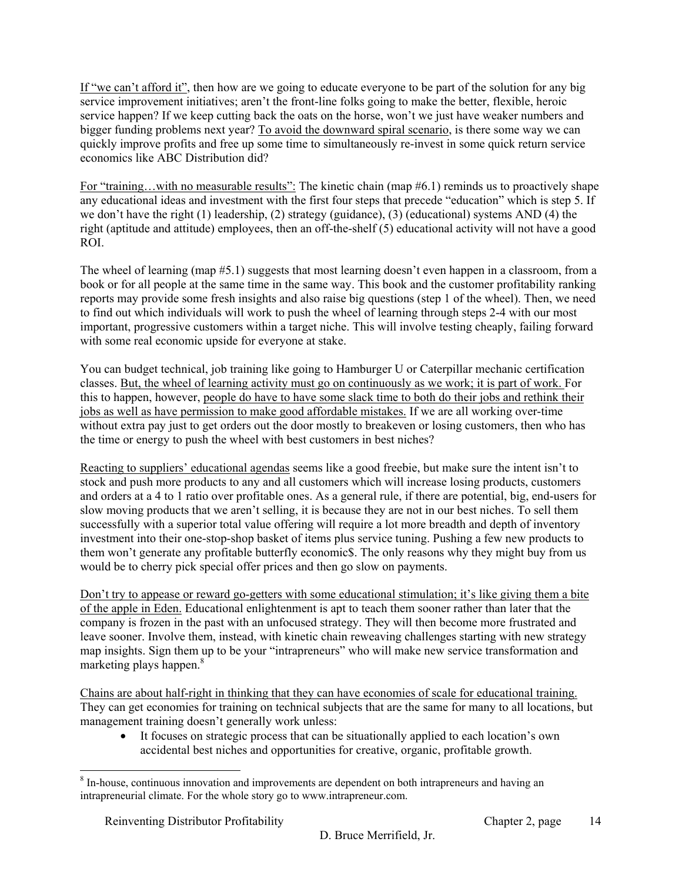<u>If "we can't afford it"</u>, then how are we going to educate everyone to be part of the solution for any big service improvement initiatives; aren't the front-line folks going to make the better, flexible, heroic service happen? If we keep cutting back the oats on the horse, won't we just have weaker numbers and bigger funding problems next year? <u>To avoid the downward spiral scenario</u>, is there some way we can quickly improve profits and free up some time to simultaneously re-invest in some quick return service economics like ABC Distribution did?

<u>For "training…with no measurable results":</u> The kinetic chain (map #6.1) reminds us to proactively shape any educational ideas and investment with the first four steps that precede "education" which is step 5. If we don't have the right (1) leadership, (2) strategy (guidance), (3) (educational) systems AND (4) the right (aptitude and attitude) employees, then an off-the-shelf (5) educational activity will not have a good ROI.

The wheel of learning (map #5.1) suggests that most learning doesn't even happen in a classroom, from a book or for all people at the same time in the same way. This book and the customer profitability ranking reports may provide some fresh insights and also raise big questions (step 1 of the wheel). Then, we need to find out which individuals will work to push the wheel of learning through steps 2-4 with our most important, progressive customers within a target niche. This will involve testing cheaply, failing forward with some real economic upside for everyone at stake.

You can budget technical, job training like going to Hamburger U or Caterpillar mechanic certification classes. <u>But, the wheel of learning activity must go on continuously as we work; it is part of work.</u> For this to happen, however, <u>people do have to have some slack time to both do their jobs and rethink their jobs as well as have permission to make good affordable mistakes.</u> If we are all working over-time without extra pay just to get orders out the door mostly to breakeven or losing customers, then who has the time or energy to push the wheel with best customers in best niches?

<u>Reacting to suppliers' educational agendas</u> seems like a good freebie, but make sure the intent isn't to stock and push more products to any and all customers which will increase losing products, customers and orders at a 4 to 1 ratio over profitable ones. As a general rule, if there are potential, big, end-users for slow moving products that we aren't selling, it is because they are not in our best niches. To sell them successfully with a superior total value offering will require a lot more breadth and depth of inventory investment into their one-stop-shop basket of items plus service tuning. Pushing a few new products to them won't generate any profitable butterfly economic$. The only reasons why they might buy from us would be to cherry pick special offer prices and then go slow on payments.

<u>Don't try to appease or reward go-getters with some educational stimulation; it's like giving them a bite of the apple in Eden.</u> Educational enlightenment is apt to teach them sooner rather than later that the company is frozen in the past with an unfocused strategy. They will then become more frustrated and leave sooner. Involve them, instead, with kinetic chain reweaving challenges starting with new strategy map insights. Sign them up to be your "intrapreneurs" who will make new service transformation and marketing plays happen.[8]

<u>Chains are about half-right in thinking that they can have economies of scale for educational training.</u> They can get economies for training on technical subjects that are the same for many to all locations, but management training doesn't generally work unless:

- It focuses on strategic process that can be situationally applied to each location's own accidental best niches and opportunities for creative, organic, profitable growth.

---

[8] In-house, continuous innovation and improvements are dependent on both intrapreneurs and having an intrapreneurial climate. For the whole story go to www.intrapreneur.com.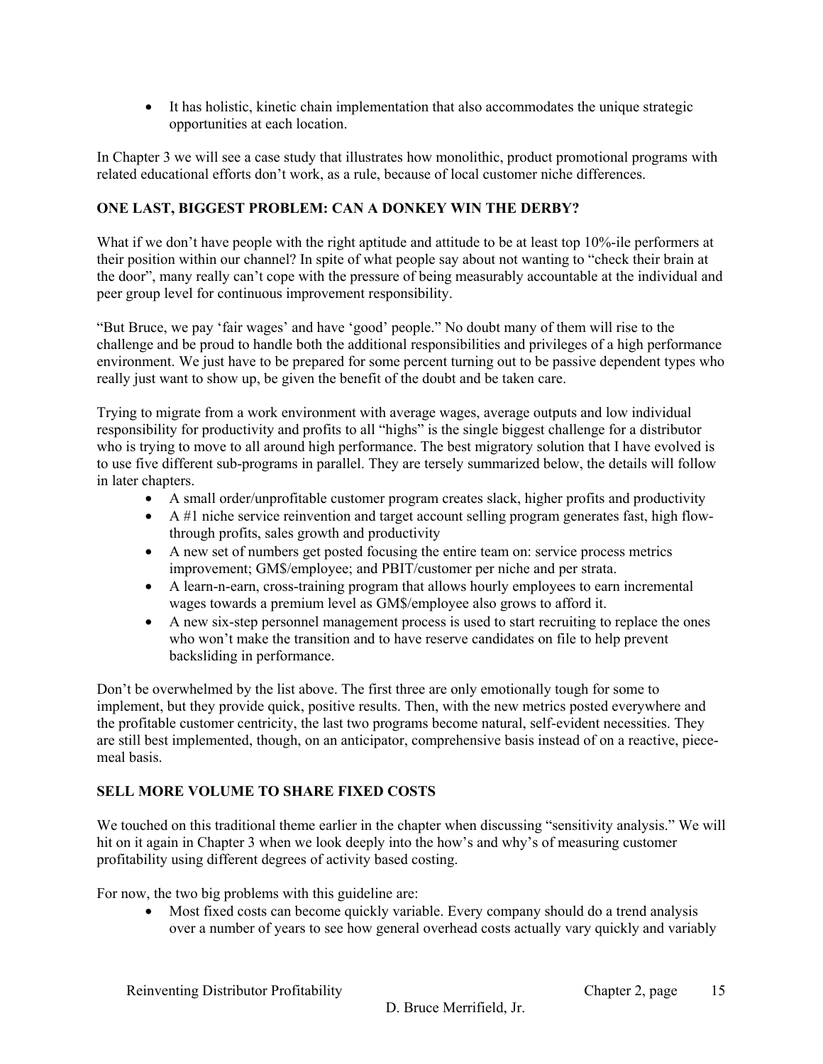- It has holistic, kinetic chain implementation that also accommodates the unique strategic opportunities at each location.

In Chapter 3 we will see a case study that illustrates how monolithic, product promotional programs with related educational efforts don't work, as a rule, because of local customer niche differences.

**ONE LAST, BIGGEST PROBLEM: CAN A DONKEY WIN THE DERBY?**

What if we don't have people with the right aptitude and attitude to be at least top 10%-ile performers at their position within our channel? In spite of what people say about not wanting to "check their brain at the door", many really can't cope with the pressure of being measurably accountable at the individual and peer group level for continuous improvement responsibility.

"But Bruce, we pay 'fair wages' and have 'good' people." No doubt many of them will rise to the challenge and be proud to handle both the additional responsibilities and privileges of a high performance environment. We just have to be prepared for some percent turning out to be passive dependent types who really just want to show up, be given the benefit of the doubt and be taken care.

Trying to migrate from a work environment with average wages, average outputs and low individual responsibility for productivity and profits to all "highs" is the single biggest challenge for a distributor who is trying to move to all around high performance. The best migratory solution that I have evolved is to use five different sub-programs in parallel. They are tersely summarized below, the details will follow in later chapters.

- A small order/unprofitable customer program creates slack, higher profits and productivity
- A #1 niche service reinvention and target account selling program generates fast, high flow-through profits, sales growth and productivity
- A new set of numbers get posted focusing the entire team on: service process metrics improvement; GM$/employee; and PBIT/customer per niche and per strata.
- A learn-n-earn, cross-training program that allows hourly employees to earn incremental wages towards a premium level as GM$/employee also grows to afford it.
- A new six-step personnel management process is used to start recruiting to replace the ones who won't make the transition and to have reserve candidates on file to help prevent backsliding in performance.

Don't be overwhelmed by the list above. The first three are only emotionally tough for some to implement, but they provide quick, positive results. Then, with the new metrics posted everywhere and the profitable customer centricity, the last two programs become natural, self-evident necessities. They are still best implemented, though, on an anticipator, comprehensive basis instead of on a reactive, piece-meal basis.

**SELL MORE VOLUME TO SHARE FIXED COSTS**

We touched on this traditional theme earlier in the chapter when discussing "sensitivity analysis." We will hit on it again in Chapter 3 when we look deeply into the how's and why's of measuring customer profitability using different degrees of activity based costing.

For now, the two big problems with this guideline are:

- Most fixed costs can become quickly variable. Every company should do a trend analysis over a number of years to see how general overhead costs actually vary quickly and variably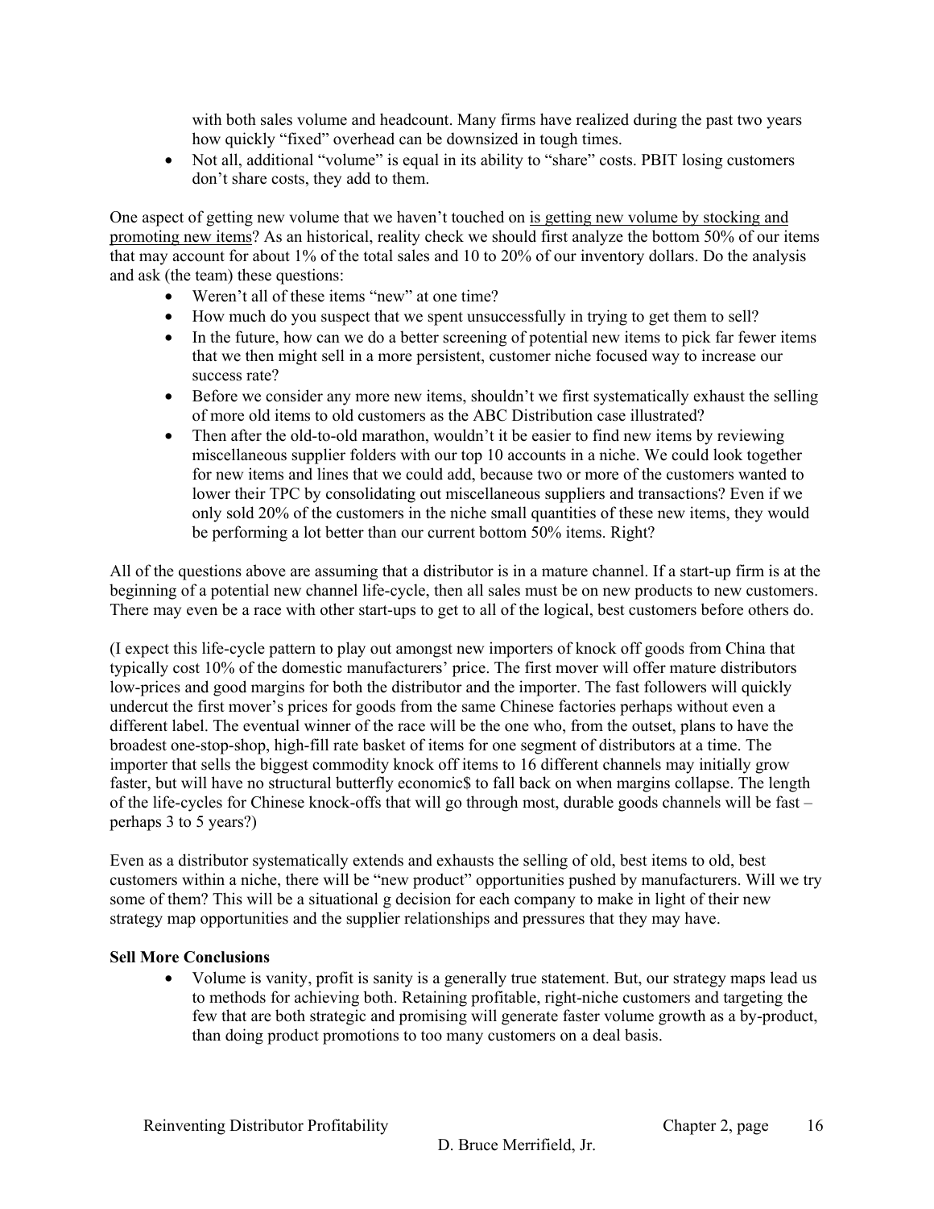with both sales volume and headcount. Many firms have realized during the past two years how quickly "fixed" overhead can be downsized in tough times.

- Not all, additional "volume" is equal in its ability to "share" costs. PBIT losing customers don't share costs, they add to them.

One aspect of getting new volume that we haven't touched on is getting new volume by stocking and promoting new items? As an historical, reality check we should first analyze the bottom 50% of our items that may account for about 1% of the total sales and 10 to 20% of our inventory dollars. Do the analysis and ask (the team) these questions:

- Weren't all of these items "new" at one time?
- How much do you suspect that we spent unsuccessfully in trying to get them to sell?
- In the future, how can we do a better screening of potential new items to pick far fewer items that we then might sell in a more persistent, customer niche focused way to increase our success rate?
- Before we consider any more new items, shouldn't we first systematically exhaust the selling of more old items to old customers as the ABC Distribution case illustrated?
- Then after the old-to-old marathon, wouldn't it be easier to find new items by reviewing miscellaneous supplier folders with our top 10 accounts in a niche. We could look together for new items and lines that we could add, because two or more of the customers wanted to lower their TPC by consolidating out miscellaneous suppliers and transactions? Even if we only sold 20% of the customers in the niche small quantities of these new items, they would be performing a lot better than our current bottom 50% items. Right?

All of the questions above are assuming that a distributor is in a mature channel. If a start-up firm is at the beginning of a potential new channel life-cycle, then all sales must be on new products to new customers. There may even be a race with other start-ups to get to all of the logical, best customers before others do.

(I expect this life-cycle pattern to play out amongst new importers of knock off goods from China that typically cost 10% of the domestic manufacturers' price. The first mover will offer mature distributors low-prices and good margins for both the distributor and the importer. The fast followers will quickly undercut the first mover's prices for goods from the same Chinese factories perhaps without even a different label. The eventual winner of the race will be the one who, from the outset, plans to have the broadest one-stop-shop, high-fill rate basket of items for one segment of distributors at a time. The importer that sells the biggest commodity knock off items to 16 different channels may initially grow faster, but will have no structural butterfly economic$ to fall back on when margins collapse. The length of the life-cycles for Chinese knock-offs that will go through most, durable goods channels will be fast – perhaps 3 to 5 years?)

Even as a distributor systematically extends and exhausts the selling of old, best items to old, best customers within a niche, there will be "new product" opportunities pushed by manufacturers. Will we try some of them? This will be a situational g decision for each company to make in light of their new strategy map opportunities and the supplier relationships and pressures that they may have.

**Sell More Conclusions**

- Volume is vanity, profit is sanity is a generally true statement. But, our strategy maps lead us to methods for achieving both. Retaining profitable, right-niche customers and targeting the few that are both strategic and promising will generate faster volume growth as a by-product, than doing product promotions to too many customers on a deal basis.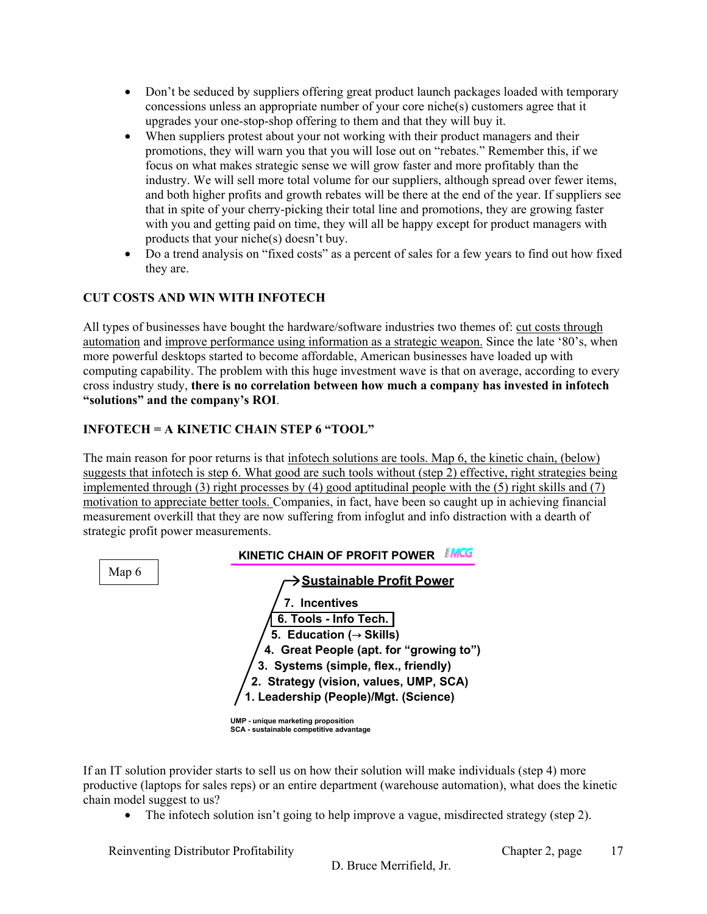- Don't be seduced by suppliers offering great product launch packages loaded with temporary concessions unless an appropriate number of your core niche(s) customers agree that it upgrades your one-stop-shop offering to them and that they will buy it.
- When suppliers protest about your not working with their product managers and their promotions, they will warn you that you will lose out on "rebates." Remember this, if we focus on what makes strategic sense we will grow faster and more profitably than the industry. We will sell more total volume for our suppliers, although spread over fewer items, and both higher profits and growth rebates will be there at the end of the year. If suppliers see that in spite of your cherry-picking their total line and promotions, they are growing faster with you and getting paid on time, they will all be happy except for product managers with products that your niche(s) doesn't buy.
- Do a trend analysis on "fixed costs" as a percent of sales for a few years to find out how fixed they are.

## CUT COSTS AND WIN WITH INFOTECH

All types of businesses have bought the hardware/software industries two themes of: cut costs through automation and improve performance using information as a strategic weapon. Since the late '80's, when more powerful desktops started to become affordable, American businesses have loaded up with computing capability. The problem with this huge investment wave is that on average, according to every cross industry study, **there is no correlation between how much a company has invested in infotech "solutions" and the company's ROI**.

## INFOTECH = A KINETIC CHAIN STEP 6 "TOOL"

The main reason for poor returns is that infotech solutions are tools. Map 6, the kinetic chain, (below) suggests that infotech is step 6. What good are such tools without (step 2) effective, right strategies being implemented through (3) right processes by (4) good aptitudinal people with the (5) right skills and (7) motivation to appreciate better tools. Companies, in fact, have been so caught up in achieving financial measurement overkill that they are now suffering from infoglut and info distraction with a dearth of strategic profit power measurements.

Map 6

**KINETIC CHAIN OF PROFIT POWER** MCG

→ **Sustainable Profit Power**

7. Incentives
6. Tools - Info Tech.
5. Education (→ Skills)
4. Great People (apt. for "growing to")
3. Systems (simple, flex., friendly)
2. Strategy (vision, values, UMP, SCA)
1. Leadership (People)/Mgt. (Science)

UMP - unique marketing proposition
SCA - sustainable competitive advantage

If an IT solution provider starts to sell us on how their solution will make individuals (step 4) more productive (laptops for sales reps) or an entire department (warehouse automation), what does the kinetic chain model suggest to us?

- The infotech solution isn't going to help improve a vague, misdirected strategy (step 2).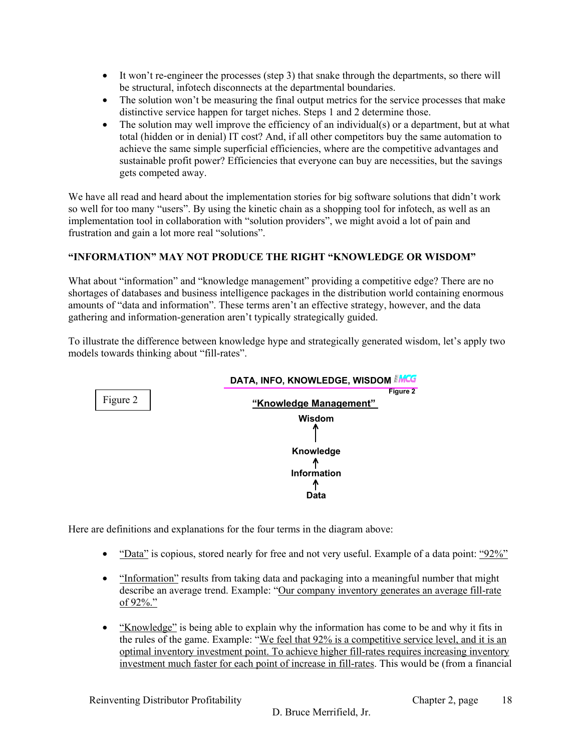- It won't re-engineer the processes (step 3) that snake through the departments, so there will be structural, infotech disconnects at the departmental boundaries.
- The solution won't be measuring the final output metrics for the service processes that make distinctive service happen for target niches. Steps 1 and 2 determine those.
- The solution may well improve the efficiency of an individual(s) or a department, but at what total (hidden or in denial) IT cost? And, if all other competitors buy the same automation to achieve the same simple superficial efficiencies, where are the competitive advantages and sustainable profit power? Efficiencies that everyone can buy are necessities, but the savings gets competed away.

We have all read and heard about the implementation stories for big software solutions that didn't work so well for too many "users". By using the kinetic chain as a shopping tool for infotech, as well as an implementation tool in collaboration with "solution providers", we might avoid a lot of pain and frustration and gain a lot more real "solutions".

**"INFORMATION" MAY NOT PRODUCE THE RIGHT "KNOWLEDGE OR WISDOM"**

What about "information" and "knowledge management" providing a competitive edge? There are no shortages of databases and business intelligence packages in the distribution world containing enormous amounts of "data and information". These terms aren't an effective strategy, however, and the data gathering and information-generation aren't typically strategically guided.

To illustrate the difference between knowledge hype and strategically generated wisdom, let's apply two models towards thinking about "fill-rates".

Figure 2

**DATA, INFO, KNOWLEDGE, WISDOM**

**Figure 2**

**"Knowledge Management"**

**Wisdom**
↑
**Knowledge**
↑
**Information**
↑
**Data**

Here are definitions and explanations for the four terms in the diagram above:

- "Data" is copious, stored nearly for free and not very useful. Example of a data point: "92%"
- "Information" results from taking data and packaging into a meaningful number that might describe an average trend. Example: "Our company inventory generates an average fill-rate of 92%."
- "Knowledge" is being able to explain why the information has come to be and why it fits in the rules of the game. Example: "We feel that 92% is a competitive service level, and it is an optimal inventory investment point. To achieve higher fill-rates requires increasing inventory investment much faster for each point of increase in fill-rates. This would be (from a financial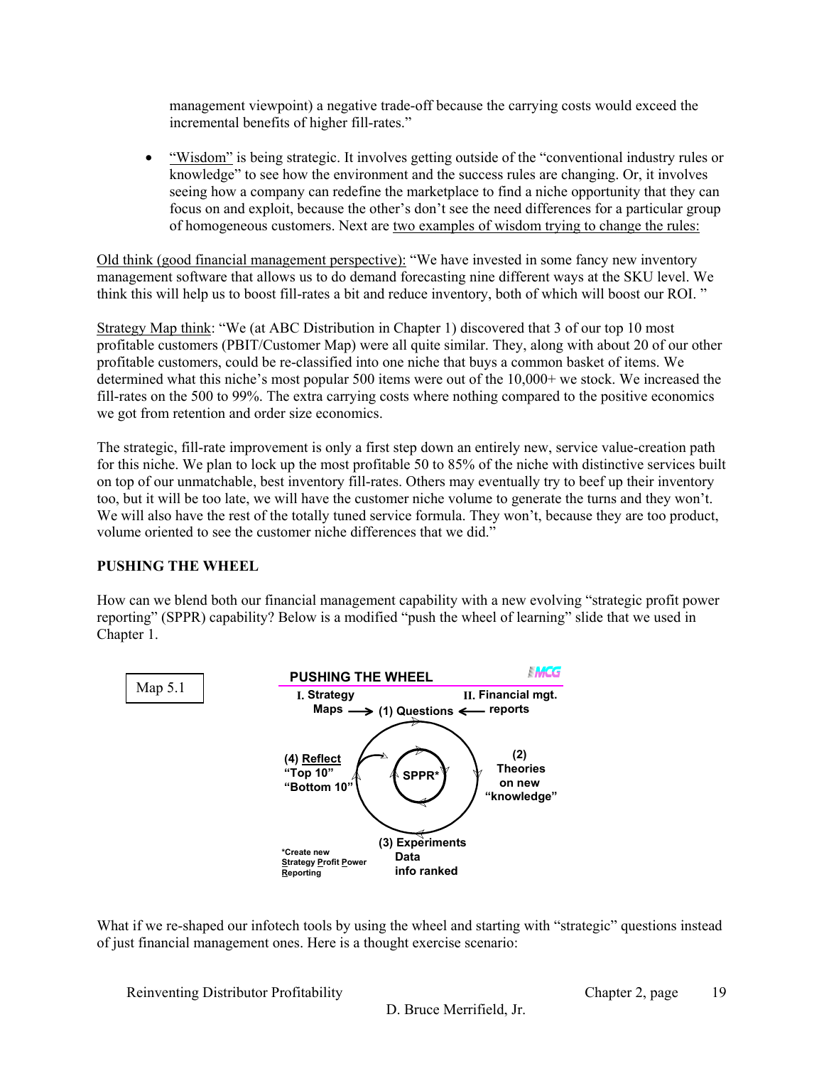management viewpoint) a negative trade-off because the carrying costs would exceed the incremental benefits of higher fill-rates."

- "Wisdom" is being strategic. It involves getting outside of the "conventional industry rules or knowledge" to see how the environment and the success rules are changing. Or, it involves seeing how a company can redefine the marketplace to find a niche opportunity that they can focus on and exploit, because the other's don't see the need differences for a particular group of homogeneous customers. Next are two examples of wisdom trying to change the rules:

Old think (good financial management perspective): "We have invested in some fancy new inventory management software that allows us to do demand forecasting nine different ways at the SKU level. We think this will help us to boost fill-rates a bit and reduce inventory, both of which will boost our ROI. "

Strategy Map think: "We (at ABC Distribution in Chapter 1) discovered that 3 of our top 10 most profitable customers (PBIT/Customer Map) were all quite similar. They, along with about 20 of our other profitable customers, could be re-classified into one niche that buys a common basket of items. We determined what this niche's most popular 500 items were out of the 10,000+ we stock. We increased the fill-rates on the 500 to 99%. The extra carrying costs where nothing compared to the positive economics we got from retention and order size economics.

The strategic, fill-rate improvement is only a first step down an entirely new, service value-creation path for this niche. We plan to lock up the most profitable 50 to 85% of the niche with distinctive services built on top of our unmatchable, best inventory fill-rates. Others may eventually try to beef up their inventory too, but it will be too late, we will have the customer niche volume to generate the turns and they won't. We will also have the rest of the totally tuned service formula. They won't, because they are too product, volume oriented to see the customer niche differences that we did."

## PUSHING THE WHEEL

How can we blend both our financial management capability with a new evolving "strategic profit power reporting" (SPPR) capability? Below is a modified "push the wheel of learning" slide that we used in Chapter 1.

Map 5.1

**PUSHING THE WHEEL**

**I. Strategy Maps** → **(1) Questions** ← **II. Financial mgt. reports**

**(2) Theories on new "knowledge"**

**(3) Experiments Data info ranked**

**(4) Reflect "Top 10" "Bottom 10"**

**SPPR***

*Create new Strategy Profit Power Reporting

What if we re-shaped our infotech tools by using the wheel and starting with "strategic" questions instead of just financial management ones. Here is a thought exercise scenario: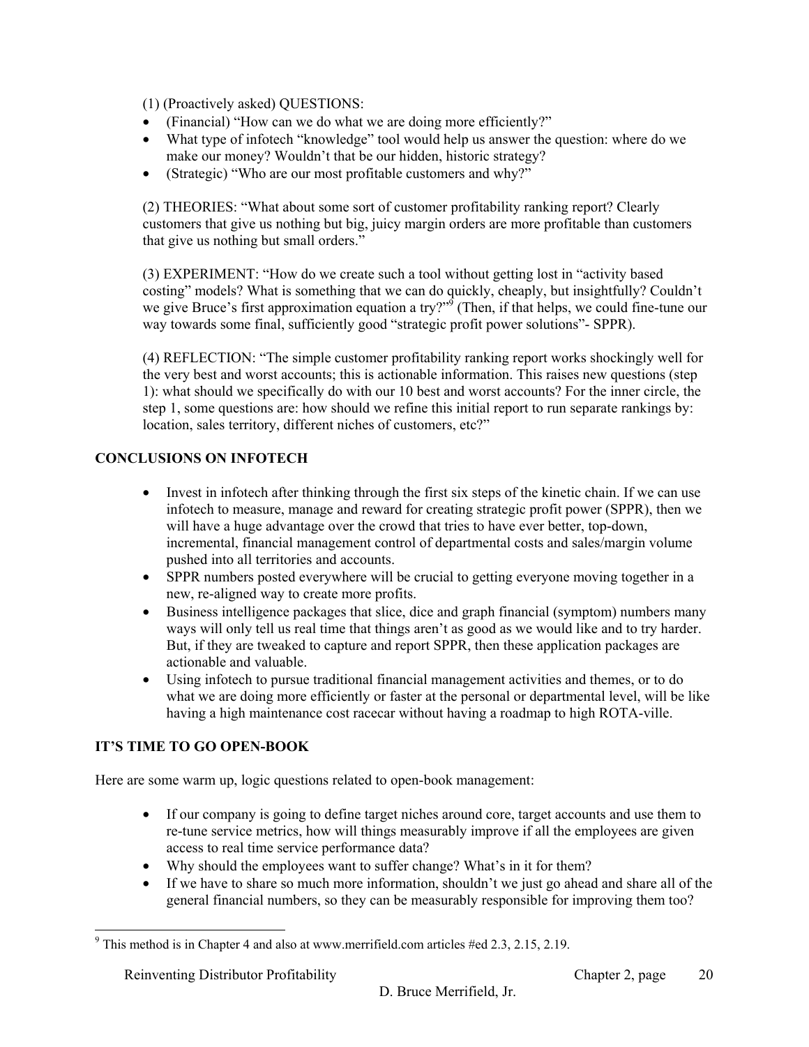(1) (Proactively asked) QUESTIONS:

- (Financial) "How can we do what we are doing more efficiently?"
- What type of infotech "knowledge" tool would help us answer the question: where do we make our money? Wouldn't that be our hidden, historic strategy?
- (Strategic) "Who are our most profitable customers and why?"

(2) THEORIES: "What about some sort of customer profitability ranking report? Clearly customers that give us nothing but big, juicy margin orders are more profitable than customers that give us nothing but small orders."

(3) EXPERIMENT: "How do we create such a tool without getting lost in "activity based costing" models? What is something that we can do quickly, cheaply, but insightfully? Couldn't we give Bruce's first approximation equation a try?"[9] (Then, if that helps, we could fine-tune our way towards some final, sufficiently good "strategic profit power solutions"- SPPR).

(4) REFLECTION: "The simple customer profitability ranking report works shockingly well for the very best and worst accounts; this is actionable information. This raises new questions (step 1): what should we specifically do with our 10 best and worst accounts? For the inner circle, the step 1, some questions are: how should we refine this initial report to run separate rankings by: location, sales territory, different niches of customers, etc?"

## CONCLUSIONS ON INFOTECH

- Invest in infotech after thinking through the first six steps of the kinetic chain. If we can use infotech to measure, manage and reward for creating strategic profit power (SPPR), then we will have a huge advantage over the crowd that tries to have ever better, top-down, incremental, financial management control of departmental costs and sales/margin volume pushed into all territories and accounts.
- SPPR numbers posted everywhere will be crucial to getting everyone moving together in a new, re-aligned way to create more profits.
- Business intelligence packages that slice, dice and graph financial (symptom) numbers many ways will only tell us real time that things aren't as good as we would like and to try harder. But, if they are tweaked to capture and report SPPR, then these application packages are actionable and valuable.
- Using infotech to pursue traditional financial management activities and themes, or to do what we are doing more efficiently or faster at the personal or departmental level, will be like having a high maintenance cost racecar without having a roadmap to high ROTA-ville.

## IT'S TIME TO GO OPEN-BOOK

Here are some warm up, logic questions related to open-book management:

- If our company is going to define target niches around core, target accounts and use them to re-tune service metrics, how will things measurably improve if all the employees are given access to real time service performance data?
- Why should the employees want to suffer change? What's in it for them?
- If we have to share so much more information, shouldn't we just go ahead and share all of the general financial numbers, so they can be measurably responsible for improving them too?

---

[9] This method is in Chapter 4 and also at www.merrifield.com articles #ed 2.3, 2.15, 2.19.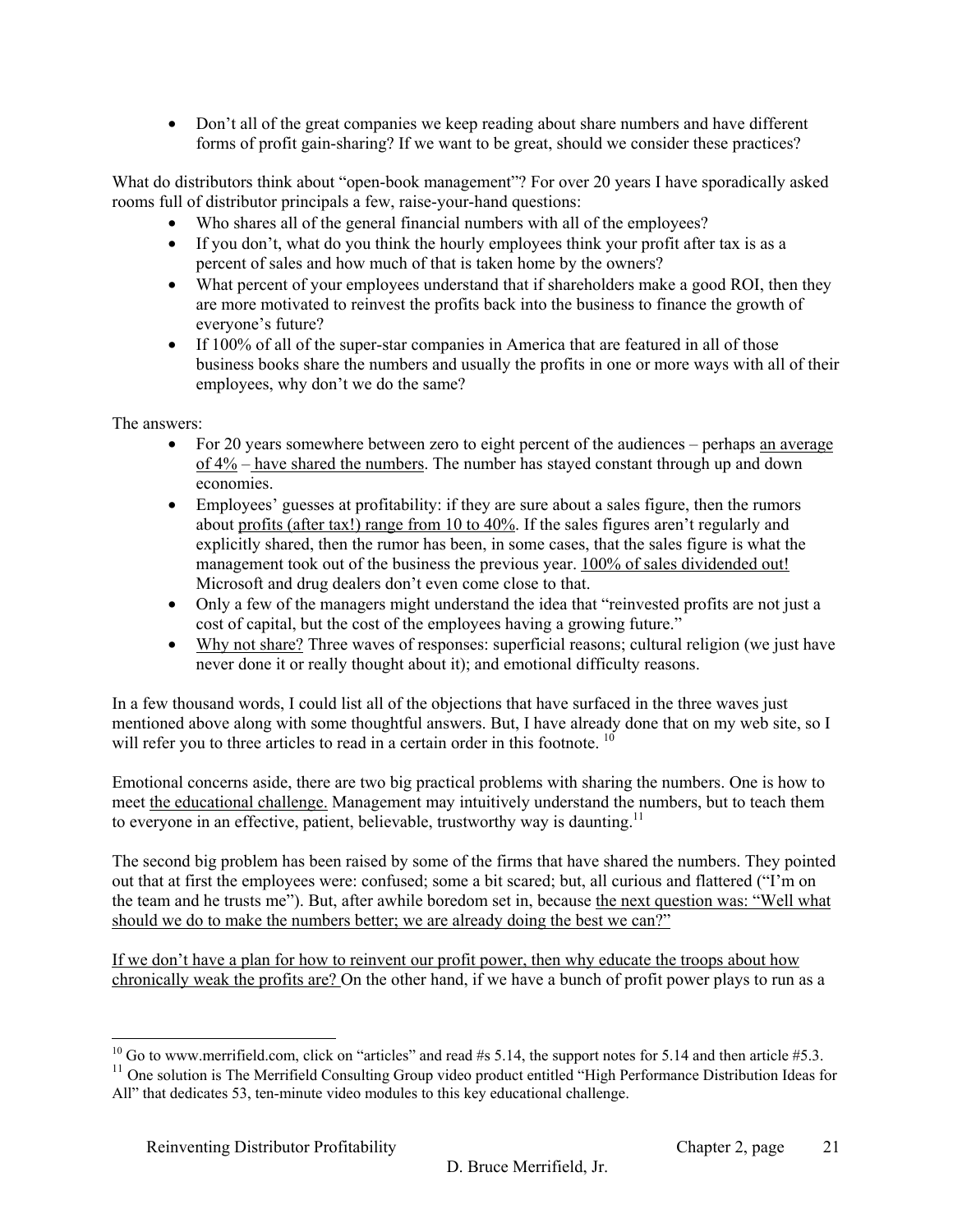- Don't all of the great companies we keep reading about share numbers and have different forms of profit gain-sharing? If we want to be great, should we consider these practices?

What do distributors think about "open-book management"? For over 20 years I have sporadically asked rooms full of distributor principals a few, raise-your-hand questions:

- Who shares all of the general financial numbers with all of the employees?
- If you don't, what do you think the hourly employees think your profit after tax is as a percent of sales and how much of that is taken home by the owners?
- What percent of your employees understand that if shareholders make a good ROI, then they are more motivated to reinvest the profits back into the business to finance the growth of everyone's future?
- If 100% of all of the super-star companies in America that are featured in all of those business books share the numbers and usually the profits in one or more ways with all of their employees, why don't we do the same?

The answers:

- For 20 years somewhere between zero to eight percent of the audiences – perhaps <u>an average of 4% – have shared the numbers</u>. The number has stayed constant through up and down economies.
- Employees' guesses at profitability: if they are sure about a sales figure, then the rumors about <u>profits (after tax!) range from 10 to 40%</u>. If the sales figures aren't regularly and explicitly shared, then the rumor has been, in some cases, that the sales figure is what the management took out of the business the previous year. <u>100% of sales dividended out!</u> Microsoft and drug dealers don't even come close to that.
- Only a few of the managers might understand the idea that "reinvested profits are not just a cost of capital, but the cost of the employees having a growing future."
- <u>Why not share?</u> Three waves of responses: superficial reasons; cultural religion (we just have never done it or really thought about it); and emotional difficulty reasons.

In a few thousand words, I could list all of the objections that have surfaced in the three waves just mentioned above along with some thoughtful answers. But, I have already done that on my web site, so I will refer you to three articles to read in a certain order in this footnote. [10]

Emotional concerns aside, there are two big practical problems with sharing the numbers. One is how to meet <u>the educational challenge.</u> Management may intuitively understand the numbers, but to teach them to everyone in an effective, patient, believable, trustworthy way is daunting.[11]

The second big problem has been raised by some of the firms that have shared the numbers. They pointed out that at first the employees were: confused; some a bit scared; but, all curious and flattered ("I'm on the team and he trusts me"). But, after awhile boredom set in, because <u>the next question was: "Well what should we do to make the numbers better; we are already doing the best we can?"</u>

<u>If we don't have a plan for how to reinvent our profit power, then why educate the troops about how chronically weak the profits are?</u> On the other hand, if we have a bunch of profit power plays to run as a

---

[10] Go to www.merrifield.com, click on "articles" and read #s 5.14, the support notes for 5.14 and then article #5.3.

[11] One solution is The Merrifield Consulting Group video product entitled "High Performance Distribution Ideas for All" that dedicates 53, ten-minute video modules to this key educational challenge.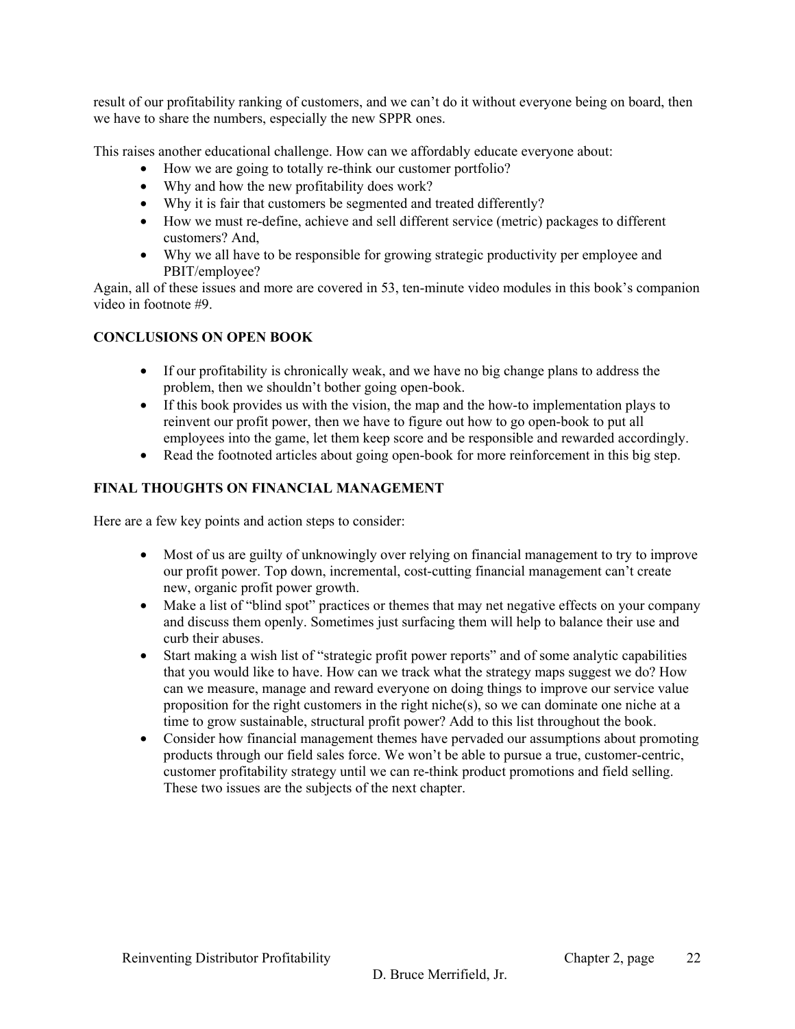result of our profitability ranking of customers, and we can't do it without everyone being on board, then we have to share the numbers, especially the new SPPR ones.

This raises another educational challenge. How can we affordably educate everyone about:

- How we are going to totally re-think our customer portfolio?
- Why and how the new profitability does work?
- Why it is fair that customers be segmented and treated differently?
- How we must re-define, achieve and sell different service (metric) packages to different customers? And,
- Why we all have to be responsible for growing strategic productivity per employee and PBIT/employee?

Again, all of these issues and more are covered in 53, ten-minute video modules in this book's companion video in footnote #9.

**CONCLUSIONS ON OPEN BOOK**

- If our profitability is chronically weak, and we have no big change plans to address the problem, then we shouldn't bother going open-book.
- If this book provides us with the vision, the map and the how-to implementation plays to reinvent our profit power, then we have to figure out how to go open-book to put all employees into the game, let them keep score and be responsible and rewarded accordingly.
- Read the footnoted articles about going open-book for more reinforcement in this big step.

**FINAL THOUGHTS ON FINANCIAL MANAGEMENT**

Here are a few key points and action steps to consider:

- Most of us are guilty of unknowingly over relying on financial management to try to improve our profit power. Top down, incremental, cost-cutting financial management can't create new, organic profit power growth.
- Make a list of "blind spot" practices or themes that may net negative effects on your company and discuss them openly. Sometimes just surfacing them will help to balance their use and curb their abuses.
- Start making a wish list of "strategic profit power reports" and of some analytic capabilities that you would like to have. How can we track what the strategy maps suggest we do? How can we measure, manage and reward everyone on doing things to improve our service value proposition for the right customers in the right niche(s), so we can dominate one niche at a time to grow sustainable, structural profit power? Add to this list throughout the book.
- Consider how financial management themes have pervaded our assumptions about promoting products through our field sales force. We won't be able to pursue a true, customer-centric, customer profitability strategy until we can re-think product promotions and field selling. These two issues are the subjects of the next chapter.